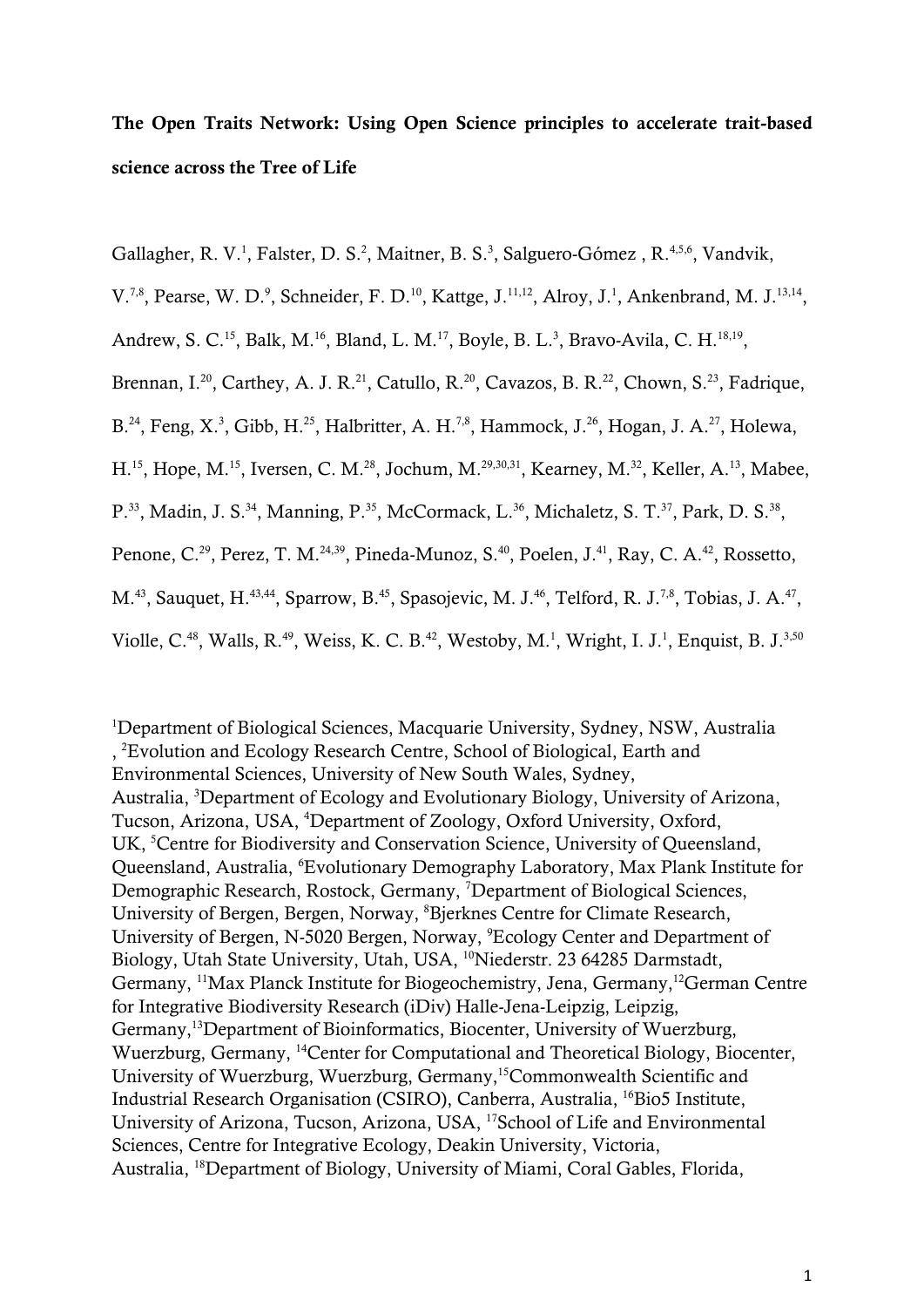**The Open Traits Network: Using Open Science principles to accelerate trait-based science across the Tree of Life**

Gallagher, R. V.[1], Falster, D. S.[2], Maitner, B. S.[3], Salguero-Gómez , R.[4,5,6], Vandvik, V.[7,8], Pearse, W. D.[9], Schneider, F. D.[10], Kattge, J.[11,12], Alroy, J.[1], Ankenbrand, M. J.[13,14], Andrew, S. C.[15], Balk, M.[16], Bland, L. M.[17], Boyle, B. L.[3], Bravo-Avila, C. H.[18,19], Brennan, I.[20], Carthey, A. J. R.[21], Catullo, R.[20], Cavazos, B. R.[22], Chown, S.[23], Fadrique, B.[24], Feng, X.[3], Gibb, H.[25], Halbritter, A. H.[7,8], Hammock, J.[26], Hogan, J. A.[27], Holewa, H.[15], Hope, M.[15], Iversen, C. M.[28], Jochum, M.[29,30,31], Kearney, M.[32], Keller, A.[13], Mabee, P.[33], Madin, J. S.[34], Manning, P.[35], McCormack, L.[36], Michaletz, S. T.[37], Park, D. S.[38], Penone, C.[29], Perez, T. M.[24,39], Pineda-Munoz, S.[40], Poelen, J.[41], Ray, C. A.[42], Rossetto, M.[43], Sauquet, H.[43,44], Sparrow, B.[45], Spasojevic, M. J.[46], Telford, R. J.[7,8], Tobias, J. A.[47], Violle, C.[48], Walls, R.[49], Weiss, K. C. B.[42], Westoby, M.[1], Wright, I. J.[1], Enquist, B. J.[3,50]

[1]Department of Biological Sciences, Macquarie University, Sydney, NSW, Australia , [2]Evolution and Ecology Research Centre, School of Biological, Earth and Environmental Sciences, University of New South Wales, Sydney, Australia, [3]Department of Ecology and Evolutionary Biology, University of Arizona, Tucson, Arizona, USA, [4]Department of Zoology, Oxford University, Oxford, UK, [5]Centre for Biodiversity and Conservation Science, University of Queensland, Queensland, Australia, [6]Evolutionary Demography Laboratory, Max Plank Institute for Demographic Research, Rostock, Germany, [7]Department of Biological Sciences, University of Bergen, Bergen, Norway, [8]Bjerknes Centre for Climate Research, University of Bergen, N-5020 Bergen, Norway, [9]Ecology Center and Department of Biology, Utah State University, Utah, USA, [10]Niederstr. 23 64285 Darmstadt, Germany, [11]Max Planck Institute for Biogeochemistry, Jena, Germany,[12]German Centre for Integrative Biodiversity Research (iDiv) Halle-Jena-Leipzig, Leipzig, Germany,[13]Department of Bioinformatics, Biocenter, University of Wuerzburg, Wuerzburg, Germany, [14]Center for Computational and Theoretical Biology, Biocenter, University of Wuerzburg, Wuerzburg, Germany,[15]Commonwealth Scientific and Industrial Research Organisation (CSIRO), Canberra, Australia, [16]Bio5 Institute, University of Arizona, Tucson, Arizona, USA, [17]School of Life and Environmental Sciences, Centre for Integrative Ecology, Deakin University, Victoria, Australia, [18]Department of Biology, University of Miami, Coral Gables, Florida,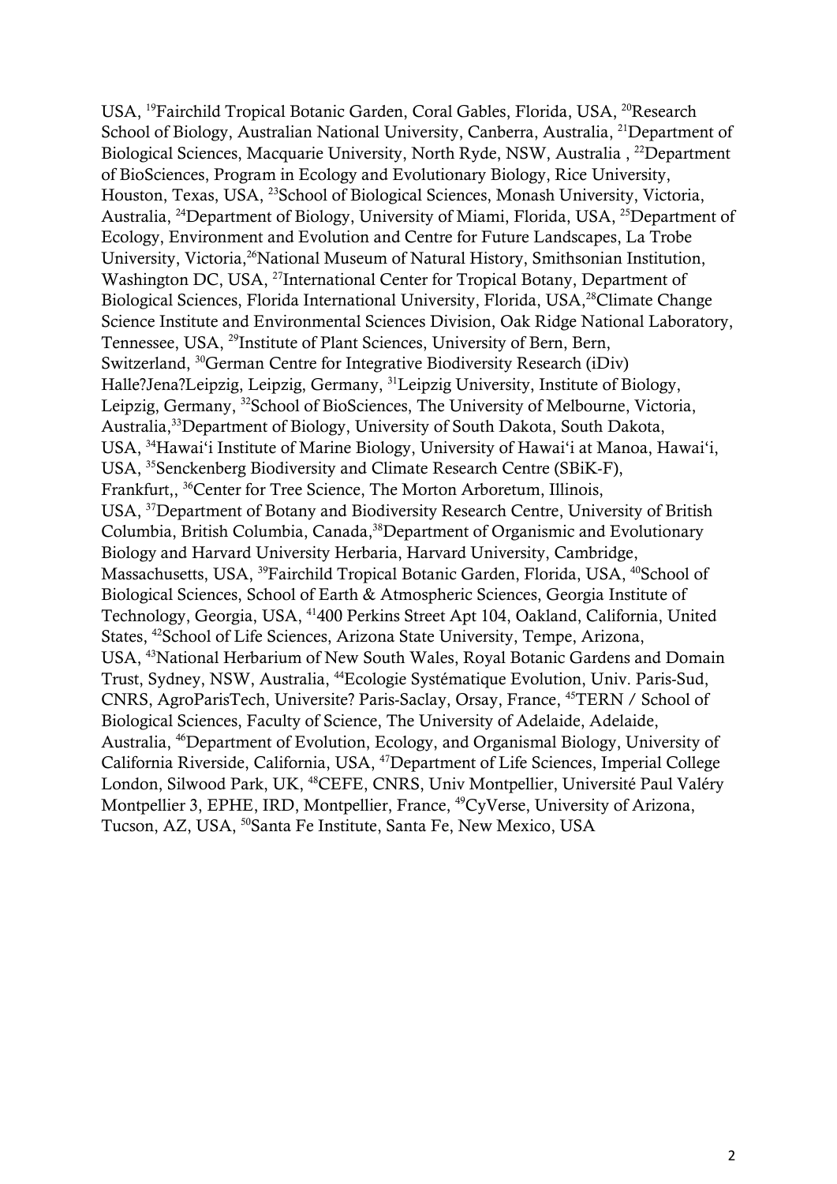USA, [19]Fairchild Tropical Botanic Garden, Coral Gables, Florida, USA, [20]Research School of Biology, Australian National University, Canberra, Australia, [21]Department of Biological Sciences, Macquarie University, North Ryde, NSW, Australia , [22]Department of BioSciences, Program in Ecology and Evolutionary Biology, Rice University, Houston, Texas, USA, [23]School of Biological Sciences, Monash University, Victoria, Australia, [24]Department of Biology, University of Miami, Florida, USA, [25]Department of Ecology, Environment and Evolution and Centre for Future Landscapes, La Trobe University, Victoria,[26]National Museum of Natural History, Smithsonian Institution, Washington DC, USA, [27]International Center for Tropical Botany, Department of Biological Sciences, Florida International University, Florida, USA,[28]Climate Change Science Institute and Environmental Sciences Division, Oak Ridge National Laboratory, Tennessee, USA, [29]Institute of Plant Sciences, University of Bern, Bern, Switzerland, [30]German Centre for Integrative Biodiversity Research (iDiv) Halle?Jena?Leipzig, Leipzig, Germany, [31]Leipzig University, Institute of Biology, Leipzig, Germany, [32]School of BioSciences, The University of Melbourne, Victoria, Australia,[33]Department of Biology, University of South Dakota, South Dakota, USA, [34]Hawai'i Institute of Marine Biology, University of Hawai'i at Manoa, Hawai'i, USA, [35]Senckenberg Biodiversity and Climate Research Centre (SBiK-F), Frankfurt,, [36]Center for Tree Science, The Morton Arboretum, Illinois, USA, [37]Department of Botany and Biodiversity Research Centre, University of British Columbia, British Columbia, Canada,[38]Department of Organismic and Evolutionary Biology and Harvard University Herbaria, Harvard University, Cambridge, Massachusetts, USA, [39]Fairchild Tropical Botanic Garden, Florida, USA, [40]School of Biological Sciences, School of Earth & Atmospheric Sciences, Georgia Institute of Technology, Georgia, USA, [41]400 Perkins Street Apt 104, Oakland, California, United States, [42]School of Life Sciences, Arizona State University, Tempe, Arizona, USA, [43]National Herbarium of New South Wales, Royal Botanic Gardens and Domain Trust, Sydney, NSW, Australia, [44]Ecologie Systématique Evolution, Univ. Paris-Sud, CNRS, AgroParisTech, Universite? Paris-Saclay, Orsay, France, [45]TERN / School of Biological Sciences, Faculty of Science, The University of Adelaide, Adelaide, Australia, [46]Department of Evolution, Ecology, and Organismal Biology, University of California Riverside, California, USA, [47]Department of Life Sciences, Imperial College London, Silwood Park, UK, [48]CEFE, CNRS, Univ Montpellier, Université Paul Valéry Montpellier 3, EPHE, IRD, Montpellier, France, [49]CyVerse, University of Arizona, Tucson, AZ, USA, [50]Santa Fe Institute, Santa Fe, New Mexico, USA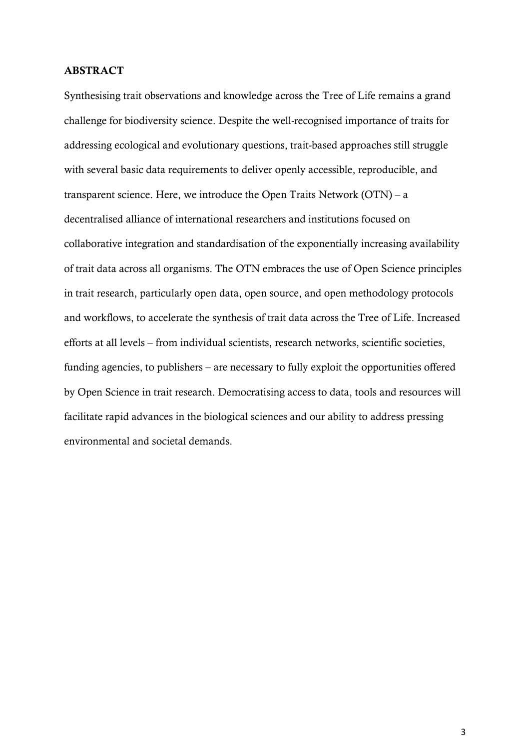## ABSTRACT

Synthesising trait observations and knowledge across the Tree of Life remains a grand challenge for biodiversity science. Despite the well-recognised importance of traits for addressing ecological and evolutionary questions, trait-based approaches still struggle with several basic data requirements to deliver openly accessible, reproducible, and transparent science. Here, we introduce the Open Traits Network (OTN) – a decentralised alliance of international researchers and institutions focused on collaborative integration and standardisation of the exponentially increasing availability of trait data across all organisms. The OTN embraces the use of Open Science principles in trait research, particularly open data, open source, and open methodology protocols and workflows, to accelerate the synthesis of trait data across the Tree of Life. Increased efforts at all levels – from individual scientists, research networks, scientific societies, funding agencies, to publishers – are necessary to fully exploit the opportunities offered by Open Science in trait research. Democratising access to data, tools and resources will facilitate rapid advances in the biological sciences and our ability to address pressing environmental and societal demands.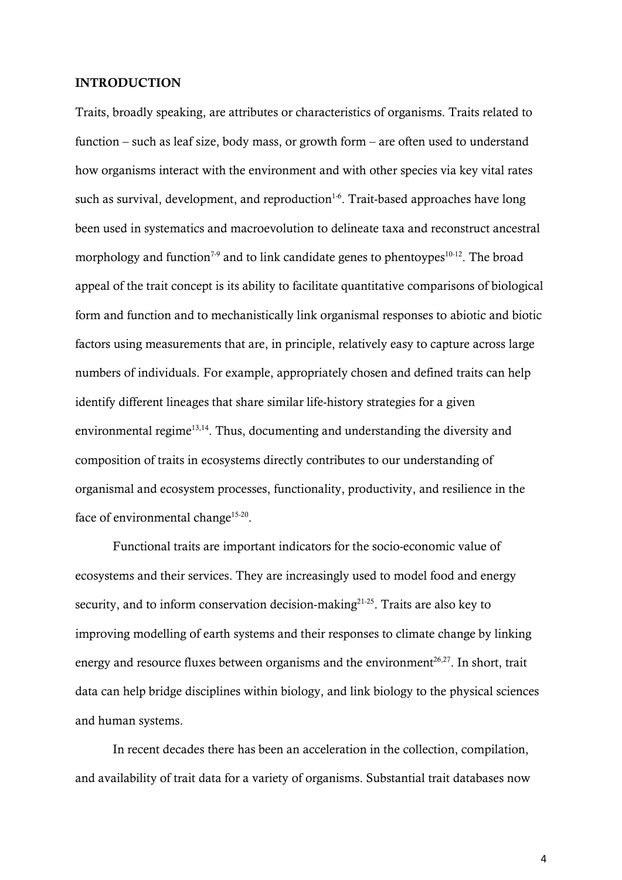## INTRODUCTION

Traits, broadly speaking, are attributes or characteristics of organisms. Traits related to function – such as leaf size, body mass, or growth form – are often used to understand how organisms interact with the environment and with other species via key vital rates such as survival, development, and reproduction[1-6]. Trait-based approaches have long been used in systematics and macroevolution to delineate taxa and reconstruct ancestral morphology and function[7-9] and to link candidate genes to phentoypes[10-12]. The broad appeal of the trait concept is its ability to facilitate quantitative comparisons of biological form and function and to mechanistically link organismal responses to abiotic and biotic factors using measurements that are, in principle, relatively easy to capture across large numbers of individuals. For example, appropriately chosen and defined traits can help identify different lineages that share similar life-history strategies for a given environmental regime[13,14]. Thus, documenting and understanding the diversity and composition of traits in ecosystems directly contributes to our understanding of organismal and ecosystem processes, functionality, productivity, and resilience in the face of environmental change[15-20].

Functional traits are important indicators for the socio-economic value of ecosystems and their services. They are increasingly used to model food and energy security, and to inform conservation decision-making[21-25]. Traits are also key to improving modelling of earth systems and their responses to climate change by linking energy and resource fluxes between organisms and the environment[26,27]. In short, trait data can help bridge disciplines within biology, and link biology to the physical sciences and human systems.

In recent decades there has been an acceleration in the collection, compilation, and availability of trait data for a variety of organisms. Substantial trait databases now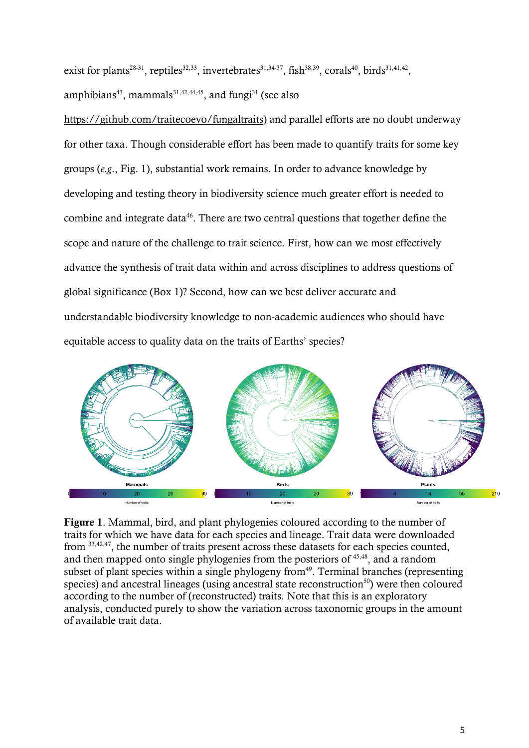exist for plants[28-31], reptiles[32,33], invertebrates[31,34-37], fish[38,39], corals[40], birds[31,41,42], amphibians[43], mammals[31,42,44,45], and fungi[31] (see also https://github.com/traitecoevo/fungaltraits) and parallel efforts are no doubt underway for other taxa. Though considerable effort has been made to quantify traits for some key groups (*e.g.*, Fig. 1), substantial work remains. In order to advance knowledge by developing and testing theory in biodiversity science much greater effort is needed to combine and integrate data[46]. There are two central questions that together define the scope and nature of the challenge to trait science. First, how can we most effectively advance the synthesis of trait data within and across disciplines to address questions of global significance (Box 1)? Second, how can we best deliver accurate and understandable biodiversity knowledge to non-academic audiences who should have equitable access to quality data on the traits of Earths' species?

**Figure 1**. Mammal, bird, and plant phylogenies coloured according to the number of traits for which we have data for each species and lineage. Trait data were downloaded from [33,42,47], the number of traits present across these datasets for each species counted, and then mapped onto single phylogenies from the posteriors of [45,48], and a random subset of plant species within a single phylogeny from[49]. Terminal branches (representing species) and ancestral lineages (using ancestral state reconstruction[50]) were then coloured according to the number of (reconstructed) traits. Note that this is an exploratory analysis, conducted purely to show the variation across taxonomic groups in the amount of available trait data.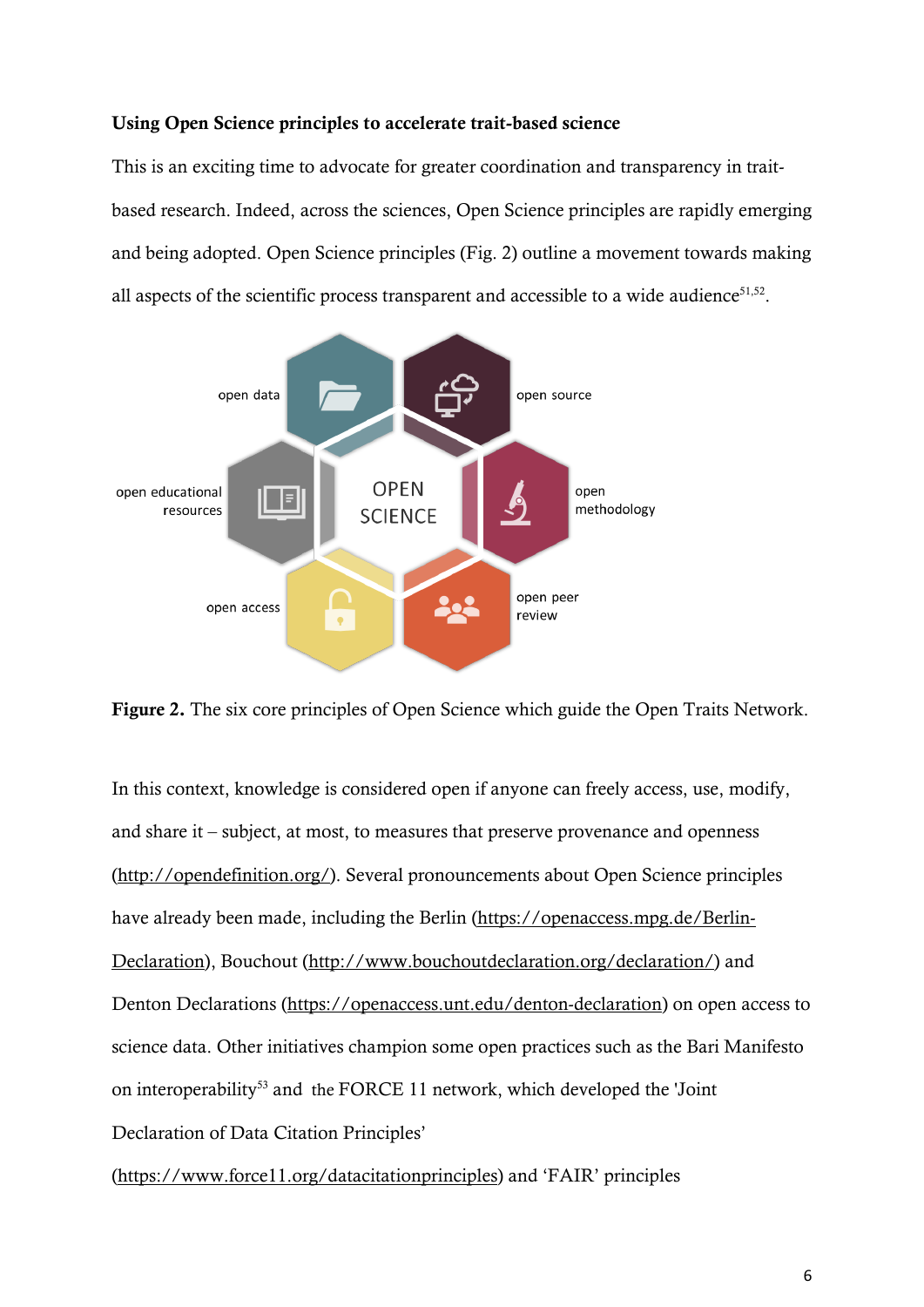**Using Open Science principles to accelerate trait-based science**

This is an exciting time to advocate for greater coordination and transparency in trait-based research. Indeed, across the sciences, Open Science principles are rapidly emerging and being adopted. Open Science principles (Fig. 2) outline a movement towards making all aspects of the scientific process transparent and accessible to a wide audience[51,52].

**Figure 2.** The six core principles of Open Science which guide the Open Traits Network.

In this context, knowledge is considered open if anyone can freely access, use, modify, and share it – subject, at most, to measures that preserve provenance and openness (http://opendefinition.org/). Several pronouncements about Open Science principles have already been made, including the Berlin (https://openaccess.mpg.de/Berlin-Declaration), Bouchout (http://www.bouchoutdeclaration.org/declaration/) and Denton Declarations (https://openaccess.unt.edu/denton-declaration) on open access to science data. Other initiatives champion some open practices such as the Bari Manifesto on interoperability[53] and the FORCE 11 network, which developed the 'Joint Declaration of Data Citation Principles' (https://www.force11.org/datacitationprinciples) and 'FAIR' principles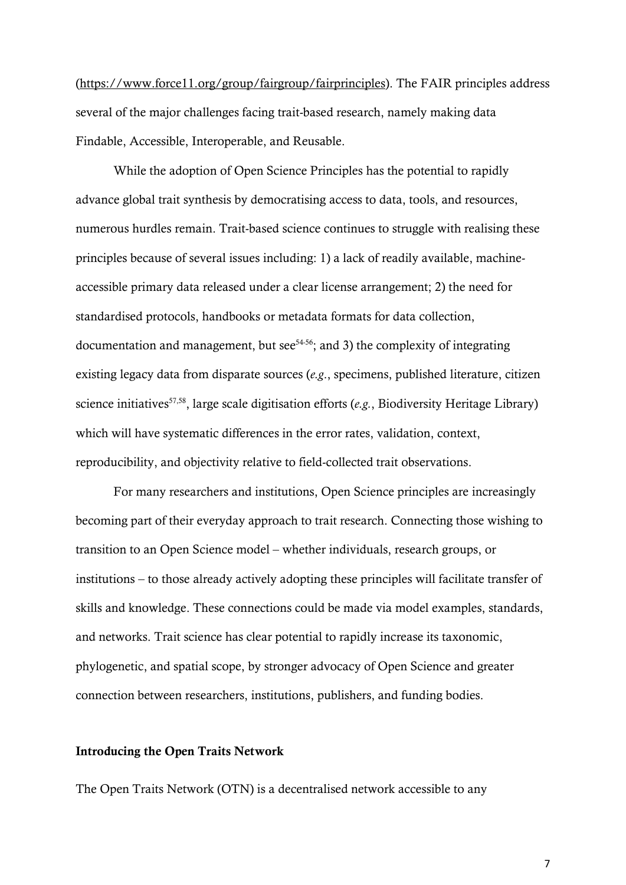(https://www.force11.org/group/fairgroup/fairprinciples). The FAIR principles address several of the major challenges facing trait-based research, namely making data Findable, Accessible, Interoperable, and Reusable.

While the adoption of Open Science Principles has the potential to rapidly advance global trait synthesis by democratising access to data, tools, and resources, numerous hurdles remain. Trait-based science continues to struggle with realising these principles because of several issues including: 1) a lack of readily available, machine-accessible primary data released under a clear license arrangement; 2) the need for standardised protocols, handbooks or metadata formats for data collection, documentation and management, but see[54-56]; and 3) the complexity of integrating existing legacy data from disparate sources (*e.g*., specimens, published literature, citizen science initiatives[57,58], large scale digitisation efforts (*e.g.*, Biodiversity Heritage Library) which will have systematic differences in the error rates, validation, context, reproducibility, and objectivity relative to field-collected trait observations.

For many researchers and institutions, Open Science principles are increasingly becoming part of their everyday approach to trait research. Connecting those wishing to transition to an Open Science model – whether individuals, research groups, or institutions – to those already actively adopting these principles will facilitate transfer of skills and knowledge. These connections could be made via model examples, standards, and networks. Trait science has clear potential to rapidly increase its taxonomic, phylogenetic, and spatial scope, by stronger advocacy of Open Science and greater connection between researchers, institutions, publishers, and funding bodies.

**Introducing the Open Traits Network**

The Open Traits Network (OTN) is a decentralised network accessible to any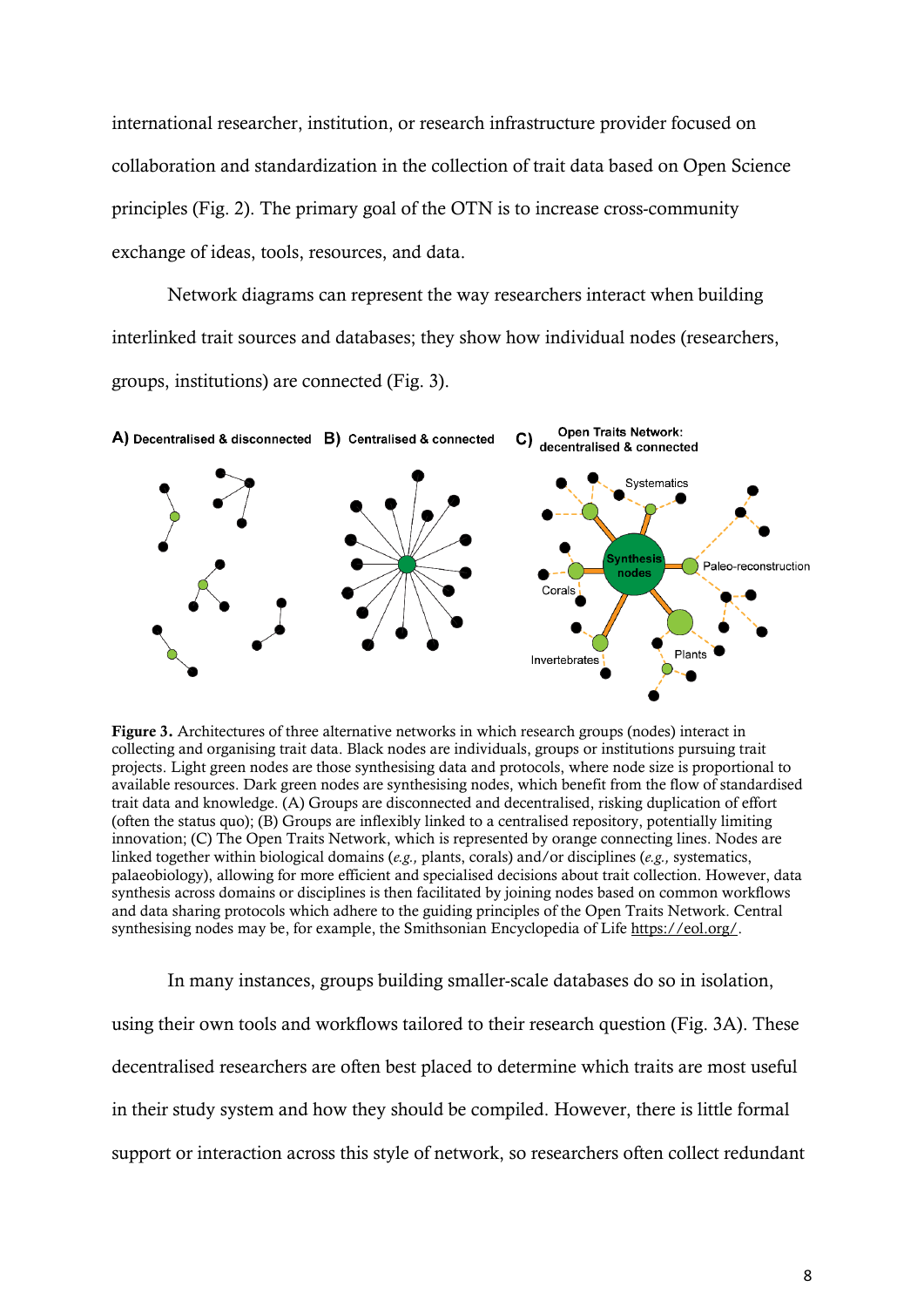international researcher, institution, or research infrastructure provider focused on collaboration and standardization in the collection of trait data based on Open Science principles (Fig. 2). The primary goal of the OTN is to increase cross-community exchange of ideas, tools, resources, and data.

Network diagrams can represent the way researchers interact when building interlinked trait sources and databases; they show how individual nodes (researchers, groups, institutions) are connected (Fig. 3).

**Figure 3.** Architectures of three alternative networks in which research groups (nodes) interact in collecting and organising trait data. Black nodes are individuals, groups or institutions pursuing trait projects. Light green nodes are those synthesising data and protocols, where node size is proportional to available resources. Dark green nodes are synthesising nodes, which benefit from the flow of standardised trait data and knowledge. (A) Groups are disconnected and decentralised, risking duplication of effort (often the status quo); (B) Groups are inflexibly linked to a centralised repository, potentially limiting innovation; (C) The Open Traits Network, which is represented by orange connecting lines. Nodes are linked together within biological domains (*e.g.,* plants, corals) and/or disciplines (*e.g.,* systematics, palaeobiology), allowing for more efficient and specialised decisions about trait collection. However, data synthesis across domains or disciplines is then facilitated by joining nodes based on common workflows and data sharing protocols which adhere to the guiding principles of the Open Traits Network. Central synthesising nodes may be, for example, the Smithsonian Encyclopedia of Life https://eol.org/.

In many instances, groups building smaller-scale databases do so in isolation, using their own tools and workflows tailored to their research question (Fig. 3A). These decentralised researchers are often best placed to determine which traits are most useful in their study system and how they should be compiled. However, there is little formal support or interaction across this style of network, so researchers often collect redundant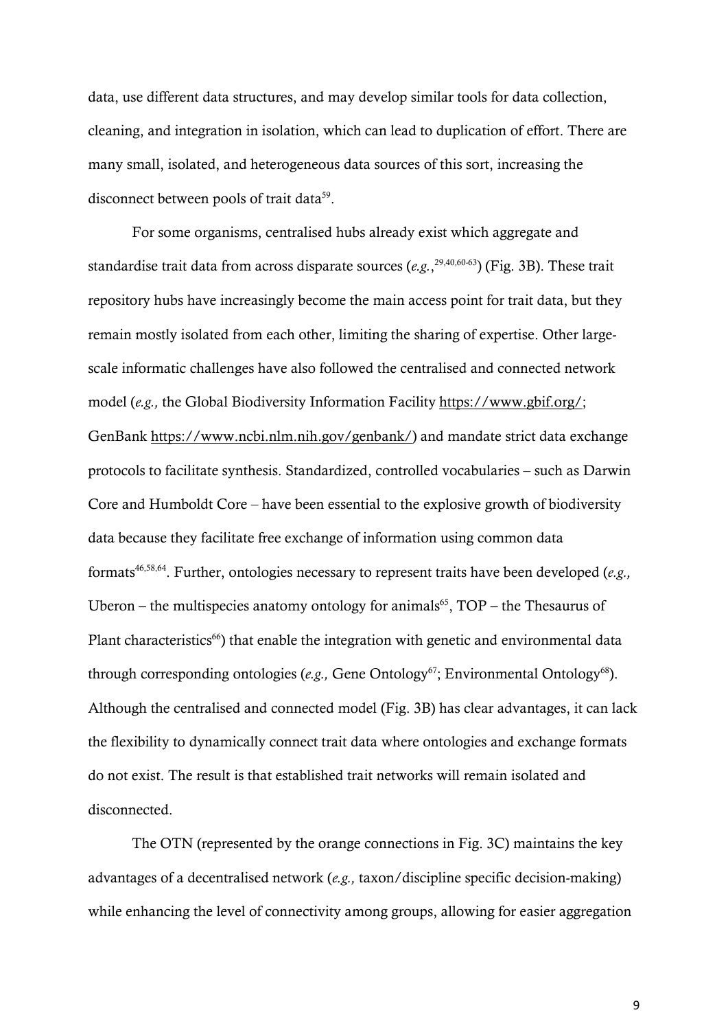data, use different data structures, and may develop similar tools for data collection, cleaning, and integration in isolation, which can lead to duplication of effort. There are many small, isolated, and heterogeneous data sources of this sort, increasing the disconnect between pools of trait data[59].

For some organisms, centralised hubs already exist which aggregate and standardise trait data from across disparate sources (*e.g.*,[29,40,60-63]) (Fig. 3B). These trait repository hubs have increasingly become the main access point for trait data, but they remain mostly isolated from each other, limiting the sharing of expertise. Other large-scale informatic challenges have also followed the centralised and connected network model (*e.g.,* the Global Biodiversity Information Facility https://www.gbif.org/; GenBank https://www.ncbi.nlm.nih.gov/genbank/) and mandate strict data exchange protocols to facilitate synthesis. Standardized, controlled vocabularies – such as Darwin Core and Humboldt Core – have been essential to the explosive growth of biodiversity data because they facilitate free exchange of information using common data formats[46,58,64]. Further, ontologies necessary to represent traits have been developed (*e.g.,* Uberon – the multispecies anatomy ontology for animals[65], TOP – the Thesaurus of Plant characteristics[66]) that enable the integration with genetic and environmental data through corresponding ontologies (*e.g.,* Gene Ontology[67]; Environmental Ontology[68]). Although the centralised and connected model (Fig. 3B) has clear advantages, it can lack the flexibility to dynamically connect trait data where ontologies and exchange formats do not exist. The result is that established trait networks will remain isolated and disconnected.

The OTN (represented by the orange connections in Fig. 3C) maintains the key advantages of a decentralised network (*e.g.,* taxon/discipline specific decision-making) while enhancing the level of connectivity among groups, allowing for easier aggregation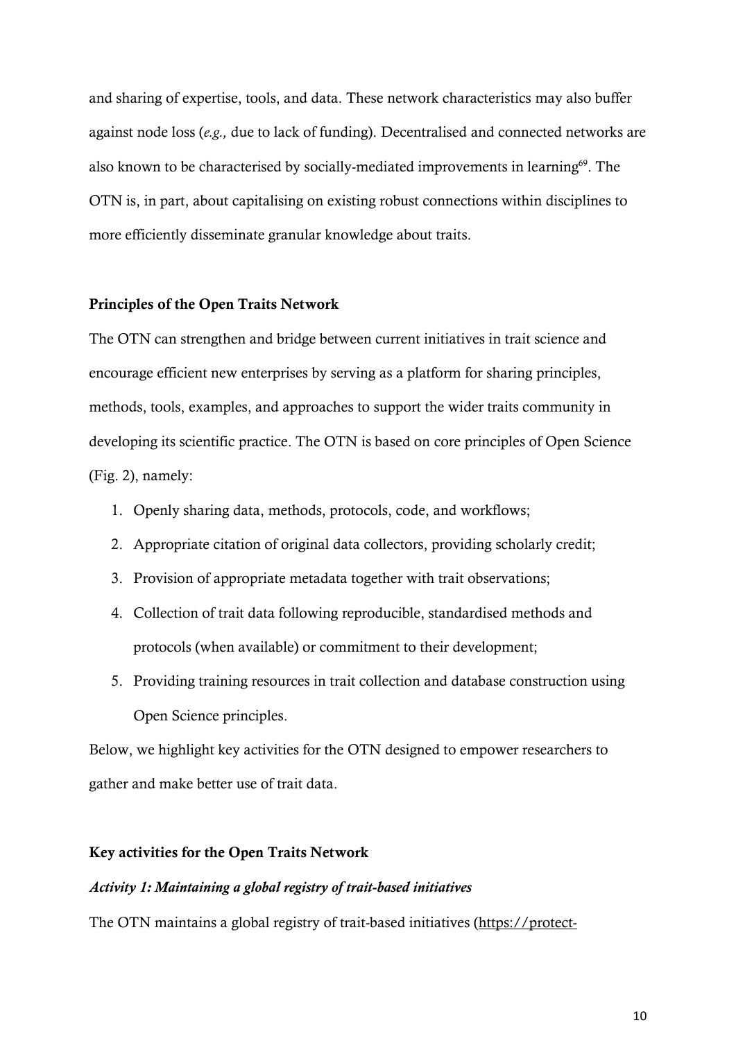and sharing of expertise, tools, and data. These network characteristics may also buffer against node loss (*e.g.,* due to lack of funding). Decentralised and connected networks are also known to be characterised by socially-mediated improvements in learning[69]. The OTN is, in part, about capitalising on existing robust connections within disciplines to more efficiently disseminate granular knowledge about traits.

**Principles of the Open Traits Network**

The OTN can strengthen and bridge between current initiatives in trait science and encourage efficient new enterprises by serving as a platform for sharing principles, methods, tools, examples, and approaches to support the wider traits community in developing its scientific practice. The OTN is based on core principles of Open Science (Fig. 2), namely:

1. Openly sharing data, methods, protocols, code, and workflows;
2. Appropriate citation of original data collectors, providing scholarly credit;
3. Provision of appropriate metadata together with trait observations;
4. Collection of trait data following reproducible, standardised methods and protocols (when available) or commitment to their development;
5. Providing training resources in trait collection and database construction using Open Science principles.

Below, we highlight key activities for the OTN designed to empower researchers to gather and make better use of trait data.

**Key activities for the Open Traits Network**

***Activity 1: Maintaining a global registry of trait-based initiatives***

The OTN maintains a global registry of trait-based initiatives (https://protect-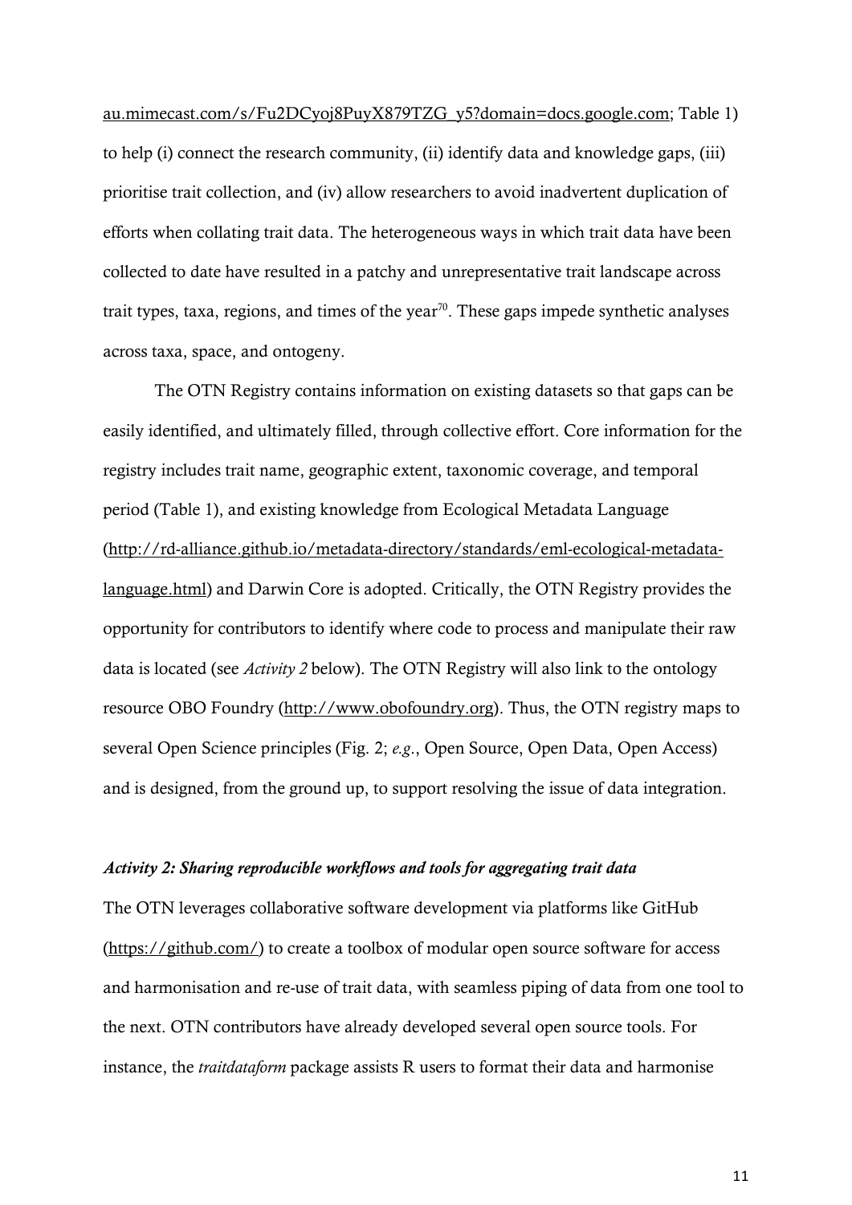au.mimecast.com/s/Fu2DCyoj8PuyX879TZG_y5?domain=docs.google.com; Table 1) to help (i) connect the research community, (ii) identify data and knowledge gaps, (iii) prioritise trait collection, and (iv) allow researchers to avoid inadvertent duplication of efforts when collating trait data. The heterogeneous ways in which trait data have been collected to date have resulted in a patchy and unrepresentative trait landscape across trait types, taxa, regions, and times of the year[70]. These gaps impede synthetic analyses across taxa, space, and ontogeny.

The OTN Registry contains information on existing datasets so that gaps can be easily identified, and ultimately filled, through collective effort. Core information for the registry includes trait name, geographic extent, taxonomic coverage, and temporal period (Table 1), and existing knowledge from Ecological Metadata Language (http://rd-alliance.github.io/metadata-directory/standards/eml-ecological-metadata-language.html) and Darwin Core is adopted. Critically, the OTN Registry provides the opportunity for contributors to identify where code to process and manipulate their raw data is located (see *Activity 2* below). The OTN Registry will also link to the ontology resource OBO Foundry (http://www.obofoundry.org). Thus, the OTN registry maps to several Open Science principles (Fig. 2; *e.g*., Open Source, Open Data, Open Access) and is designed, from the ground up, to support resolving the issue of data integration.

***Activity 2: Sharing reproducible workflows and tools for aggregating trait data***

The OTN leverages collaborative software development via platforms like GitHub (https://github.com/) to create a toolbox of modular open source software for access and harmonisation and re-use of trait data, with seamless piping of data from one tool to the next. OTN contributors have already developed several open source tools. For instance, the *traitdataform* package assists R users to format their data and harmonise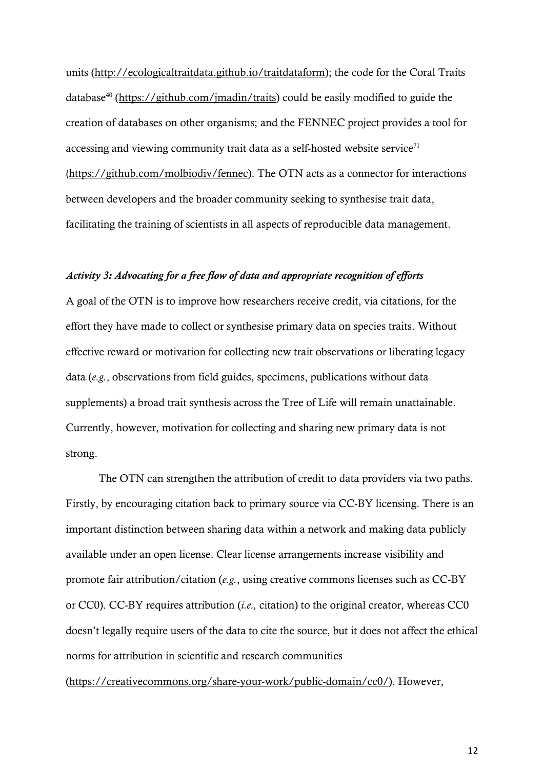units (http://ecologicaltraitdata.github.io/traitdataform); the code for the Coral Traits database[40] (https://github.com/jmadin/traits) could be easily modified to guide the creation of databases on other organisms; and the FENNEC project provides a tool for accessing and viewing community trait data as a self-hosted website service[71] (https://github.com/molbiodiv/fennec). The OTN acts as a connector for interactions between developers and the broader community seeking to synthesise trait data, facilitating the training of scientists in all aspects of reproducible data management.

***Activity 3: Advocating for a free flow of data and appropriate recognition of efforts***

A goal of the OTN is to improve how researchers receive credit, via citations, for the effort they have made to collect or synthesise primary data on species traits. Without effective reward or motivation for collecting new trait observations or liberating legacy data (*e.g.*, observations from field guides, specimens, publications without data supplements) a broad trait synthesis across the Tree of Life will remain unattainable. Currently, however, motivation for collecting and sharing new primary data is not strong.

The OTN can strengthen the attribution of credit to data providers via two paths. Firstly, by encouraging citation back to primary source via CC-BY licensing. There is an important distinction between sharing data within a network and making data publicly available under an open license. Clear license arrangements increase visibility and promote fair attribution/citation (*e.g.*, using creative commons licenses such as CC-BY or CC0). CC-BY requires attribution (*i.e.,* citation) to the original creator, whereas CC0 doesn't legally require users of the data to cite the source, but it does not affect the ethical norms for attribution in scientific and research communities (https://creativecommons.org/share-your-work/public-domain/cc0/). However,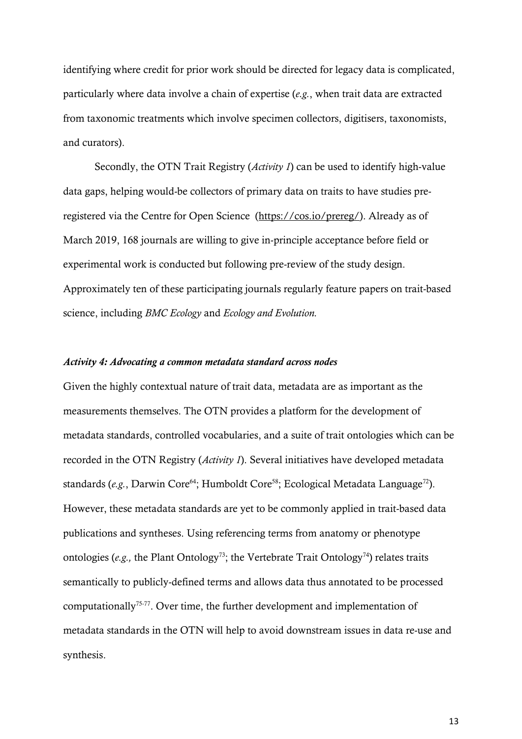identifying where credit for prior work should be directed for legacy data is complicated, particularly where data involve a chain of expertise (*e.g.*, when trait data are extracted from taxonomic treatments which involve specimen collectors, digitisers, taxonomists, and curators).

Secondly, the OTN Trait Registry (*Activity 1*) can be used to identify high-value data gaps, helping would-be collectors of primary data on traits to have studies pre-registered via the Centre for Open Science (https://cos.io/prereg/). Already as of March 2019, 168 journals are willing to give in-principle acceptance before field or experimental work is conducted but following pre-review of the study design. Approximately ten of these participating journals regularly feature papers on trait-based science, including *BMC Ecology* and *Ecology and Evolution.*

### *Activity 4: Advocating a common metadata standard across nodes*

Given the highly contextual nature of trait data, metadata are as important as the measurements themselves. The OTN provides a platform for the development of metadata standards, controlled vocabularies, and a suite of trait ontologies which can be recorded in the OTN Registry (*Activity 1*). Several initiatives have developed metadata standards (*e.g.*, Darwin Core[64]; Humboldt Core[58]; Ecological Metadata Language[72]). However, these metadata standards are yet to be commonly applied in trait-based data publications and syntheses. Using referencing terms from anatomy or phenotype ontologies (*e.g.,* the Plant Ontology[73]; the Vertebrate Trait Ontology[74]) relates traits semantically to publicly-defined terms and allows data thus annotated to be processed computationally[75-77]. Over time, the further development and implementation of metadata standards in the OTN will help to avoid downstream issues in data re-use and synthesis.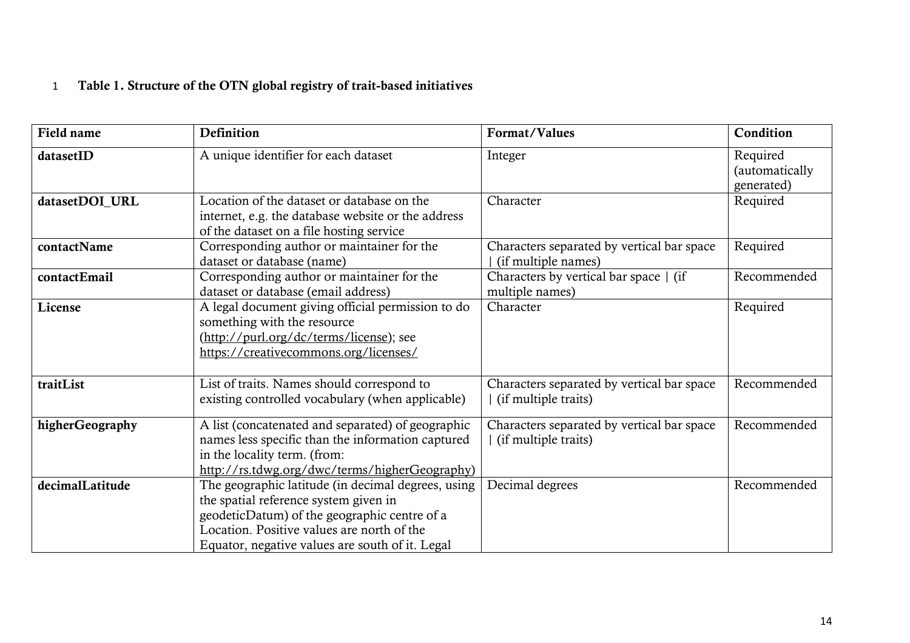**Table 1. Structure of the OTN global registry of trait-based initiatives**

| Field name | Definition | Format/Values | Condition |
|---|---|---|---|
| **datasetID** | A unique identifier for each dataset | Integer | Required (automatically generated) |
| **datasetDOI_URL** | Location of the dataset or database on the internet, e.g. the database website or the address of the dataset on a file hosting service | Character | Required |
| **contactName** | Corresponding author or maintainer for the dataset or database (name) | Characters separated by vertical bar space \| (if multiple names) | Required |
| **contactEmail** | Corresponding author or maintainer for the dataset or database (email address) | Characters by vertical bar space \| (if multiple names) | Recommended |
| **License** | A legal document giving official permission to do something with the resource (http://purl.org/dc/terms/license); see https://creativecommons.org/licenses/ | Character | Required |
| **traitList** | List of traits. Names should correspond to existing controlled vocabulary (when applicable) | Characters separated by vertical bar space \| (if multiple traits) | Recommended |
| **higherGeography** | A list (concatenated and separated) of geographic names less specific than the information captured in the locality term. (from: http://rs.tdwg.org/dwc/terms/higherGeography) | Characters separated by vertical bar space \| (if multiple traits) | Recommended |
| **decimalLatitude** | The geographic latitude (in decimal degrees, using the spatial reference system given in geodeticDatum) of the geographic centre of a Location. Positive values are north of the Equator, negative values are south of it. Legal | Decimal degrees | Recommended |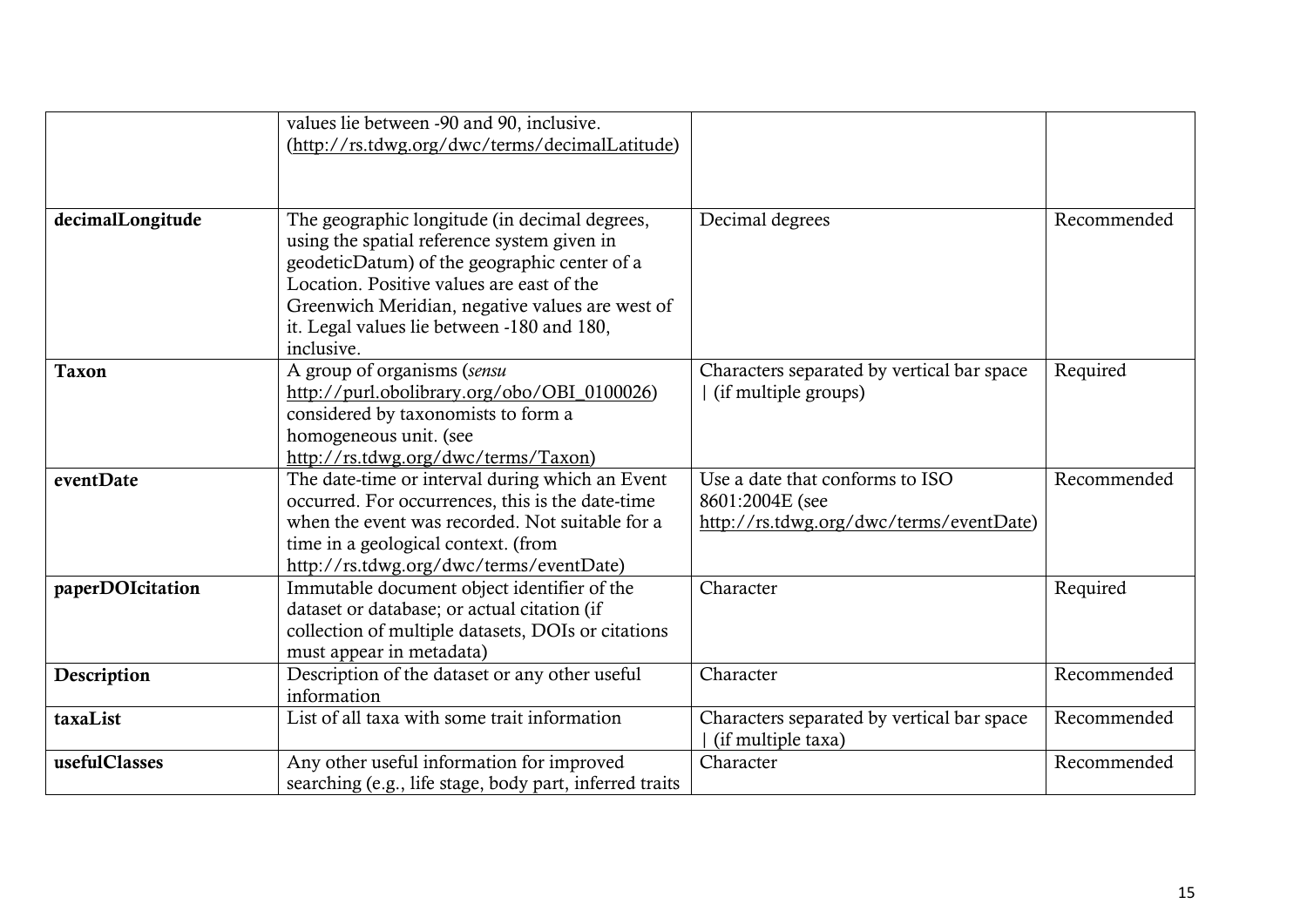| | | | |
|---|---|---|---|
| | values lie between -90 and 90, inclusive. (http://rs.tdwg.org/dwc/terms/decimalLatitude) | | |
| **decimalLongitude** | The geographic longitude (in decimal degrees, using the spatial reference system given in geodeticDatum) of the geographic center of a Location. Positive values are east of the Greenwich Meridian, negative values are west of it. Legal values lie between -180 and 180, inclusive. | Decimal degrees | Recommended |
| **Taxon** | A group of organisms (*sensu* http://purl.obolibrary.org/obo/OBI_0100026) considered by taxonomists to form a homogeneous unit. (see http://rs.tdwg.org/dwc/terms/Taxon) | Characters separated by vertical bar space \| (if multiple groups) | Required |
| **eventDate** | The date-time or interval during which an Event occurred. For occurrences, this is the date-time when the event was recorded. Not suitable for a time in a geological context. (from http://rs.tdwg.org/dwc/terms/eventDate) | Use a date that conforms to ISO 8601:2004E (see http://rs.tdwg.org/dwc/terms/eventDate) | Recommended |
| **paperDOIcitation** | Immutable document object identifier of the dataset or database; or actual citation (if collection of multiple datasets, DOIs or citations must appear in metadata) | Character | Required |
| **Description** | Description of the dataset or any other useful information | Character | Recommended |
| **taxaList** | List of all taxa with some trait information | Characters separated by vertical bar space \| (if multiple taxa) | Recommended |
| **usefulClasses** | Any other useful information for improved searching (e.g., life stage, body part, inferred traits | Character | Recommended |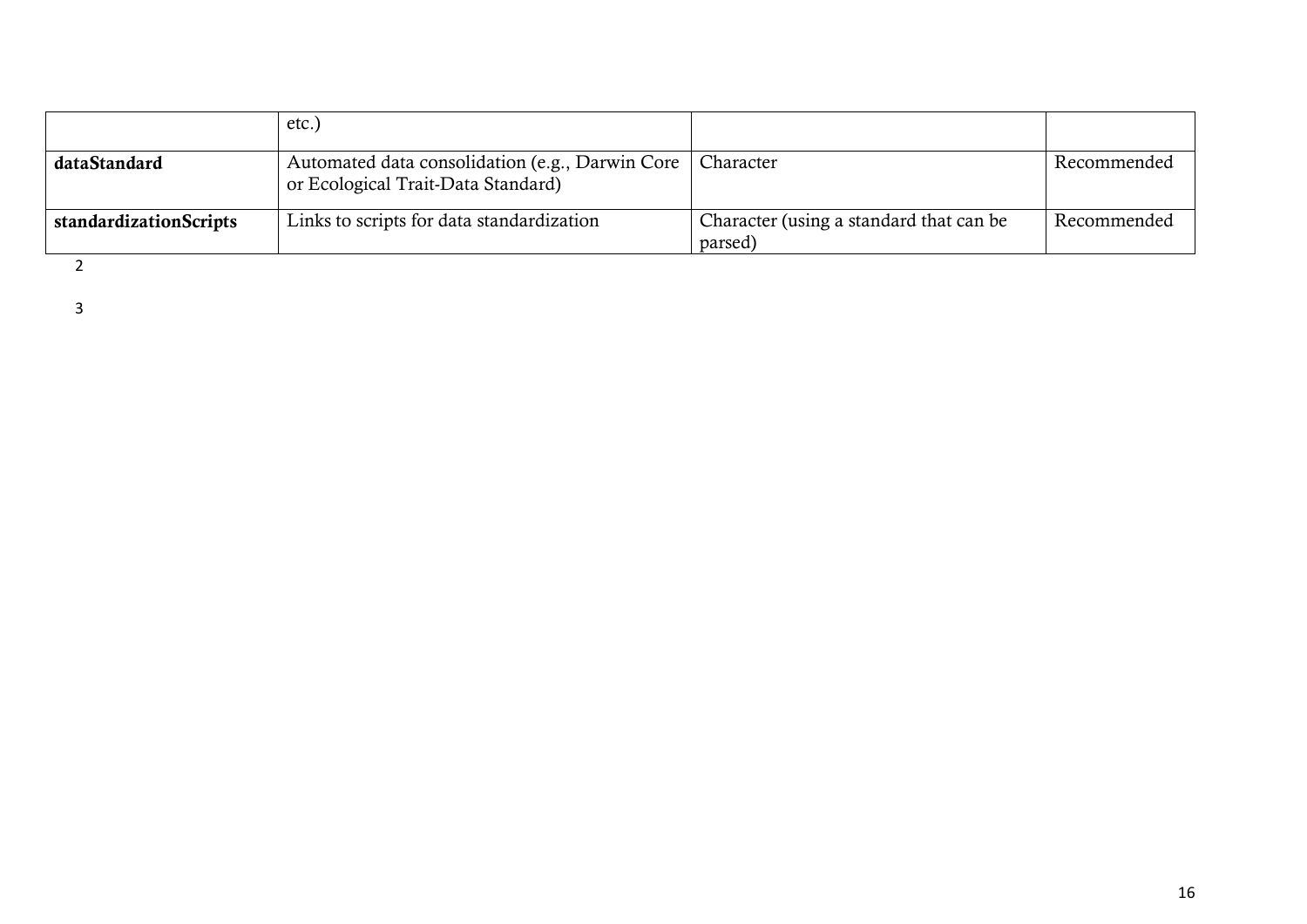| | | | |
|---|---|---|---|
| | etc.) | | |
| **dataStandard** | Automated data consolidation (e.g., Darwin Core or Ecological Trait-Data Standard) | Character | Recommended |
| **standardizationScripts** | Links to scripts for data standardization | Character (using a standard that can be parsed) | Recommended |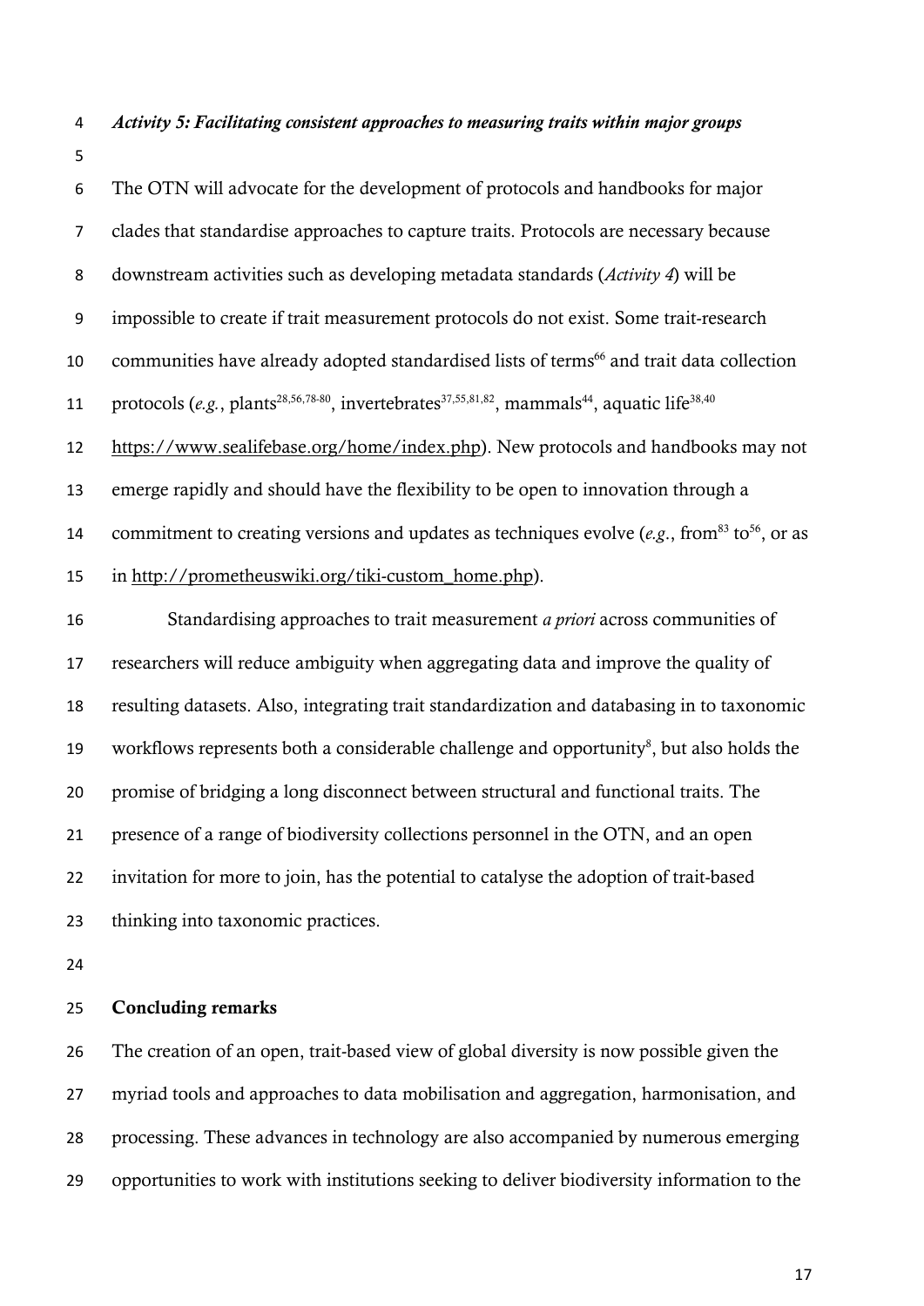*Activity 5: Facilitating consistent approaches to measuring traits within major groups*

The OTN will advocate for the development of protocols and handbooks for major clades that standardise approaches to capture traits. Protocols are necessary because downstream activities such as developing metadata standards (*Activity 4*) will be impossible to create if trait measurement protocols do not exist. Some trait-research communities have already adopted standardised lists of terms[66] and trait data collection protocols (*e.g.*, plants[28,56,78-80], invertebrates[37,55,81,82], mammals[44], aquatic life[38,40] https://www.sealifebase.org/home/index.php). New protocols and handbooks may not emerge rapidly and should have the flexibility to be open to innovation through a commitment to creating versions and updates as techniques evolve (*e.g*., from[83] to[56], or as in http://prometheuswiki.org/tiki-custom_home.php).

Standardising approaches to trait measurement *a priori* across communities of researchers will reduce ambiguity when aggregating data and improve the quality of resulting datasets. Also, integrating trait standardization and databasing in to taxonomic workflows represents both a considerable challenge and opportunity[8], but also holds the promise of bridging a long disconnect between structural and functional traits. The presence of a range of biodiversity collections personnel in the OTN, and an open invitation for more to join, has the potential to catalyse the adoption of trait-based thinking into taxonomic practices.

## Concluding remarks

The creation of an open, trait-based view of global diversity is now possible given the myriad tools and approaches to data mobilisation and aggregation, harmonisation, and processing. These advances in technology are also accompanied by numerous emerging opportunities to work with institutions seeking to deliver biodiversity information to the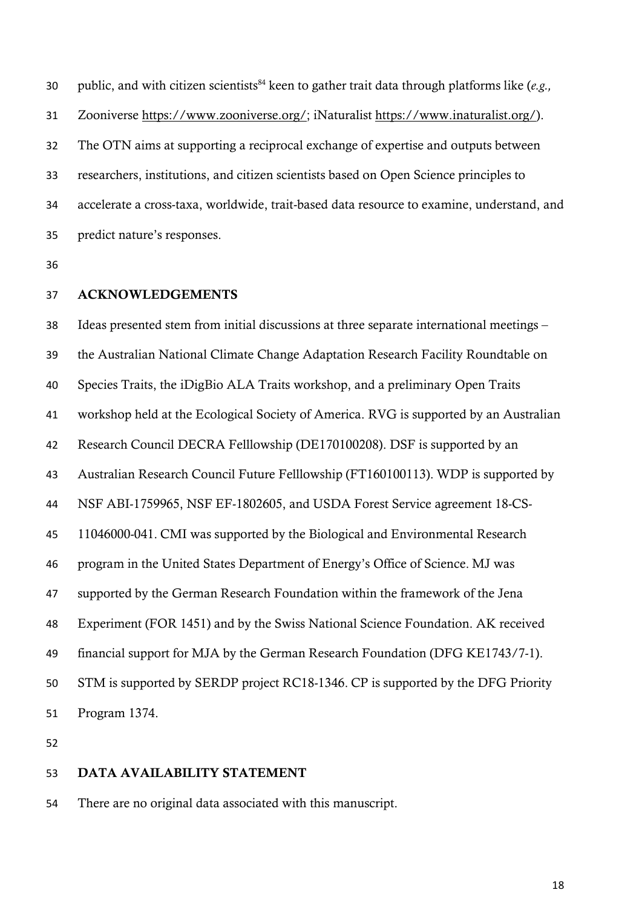public, and with citizen scientists[84] keen to gather trait data through platforms like (*e.g.,* Zooniverse https://www.zooniverse.org/; iNaturalist https://www.inaturalist.org/). The OTN aims at supporting a reciprocal exchange of expertise and outputs between researchers, institutions, and citizen scientists based on Open Science principles to accelerate a cross-taxa, worldwide, trait-based data resource to examine, understand, and predict nature's responses.

## ACKNOWLEDGEMENTS

Ideas presented stem from initial discussions at three separate international meetings – the Australian National Climate Change Adaptation Research Facility Roundtable on Species Traits, the iDigBio ALA Traits workshop, and a preliminary Open Traits workshop held at the Ecological Society of America. RVG is supported by an Australian Research Council DECRA Felllowship (DE170100208). DSF is supported by an Australian Research Council Future Felllowship (FT160100113). WDP is supported by NSF ABI-1759965, NSF EF-1802605, and USDA Forest Service agreement 18-CS-11046000-041. CMI was supported by the Biological and Environmental Research program in the United States Department of Energy's Office of Science. MJ was supported by the German Research Foundation within the framework of the Jena Experiment (FOR 1451) and by the Swiss National Science Foundation. AK received financial support for MJA by the German Research Foundation (DFG KE1743/7-1). STM is supported by SERDP project RC18-1346. CP is supported by the DFG Priority Program 1374.

## DATA AVAILABILITY STATEMENT

There are no original data associated with this manuscript.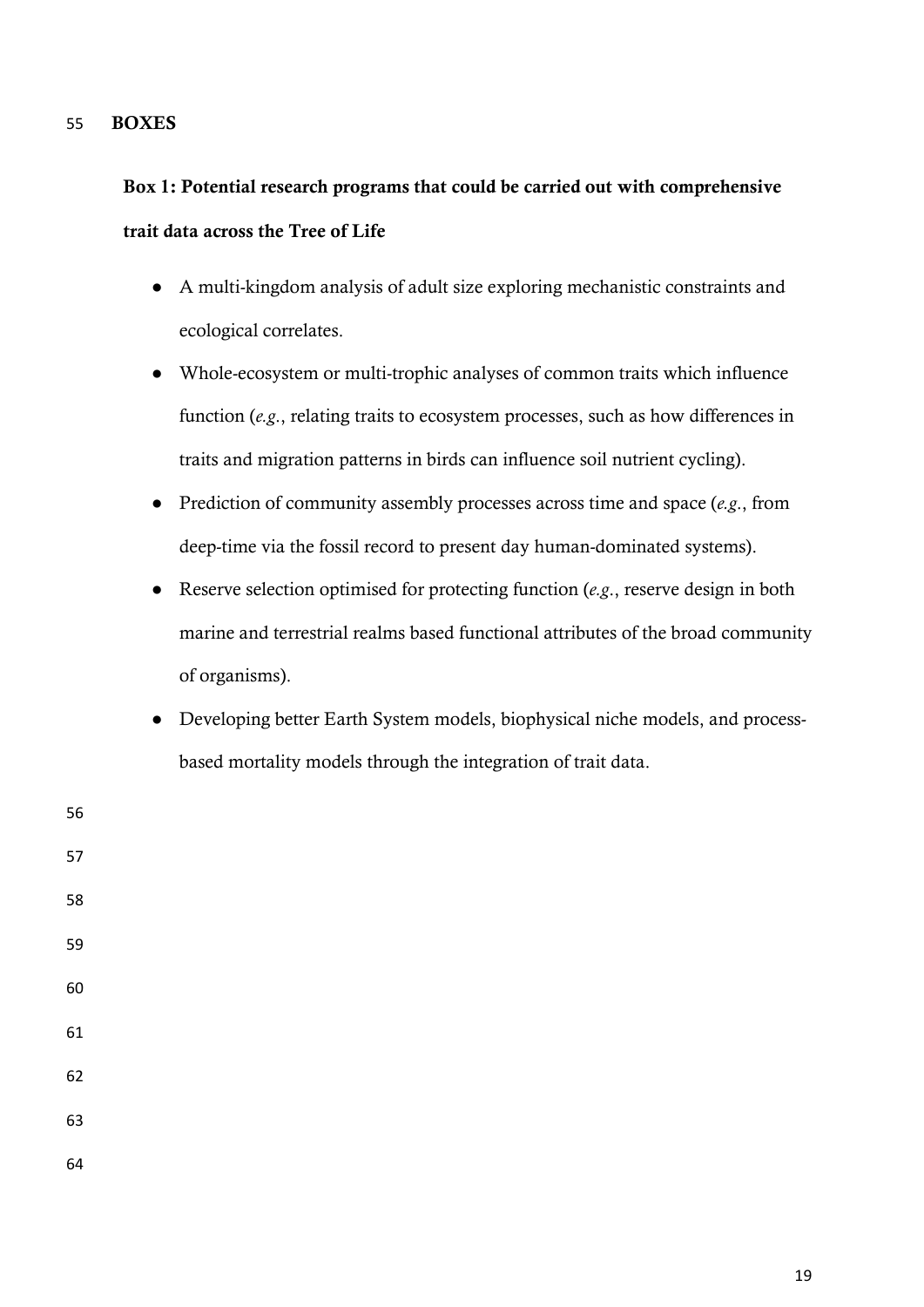# BOXES

## Box 1: Potential research programs that could be carried out with comprehensive trait data across the Tree of Life

- A multi-kingdom analysis of adult size exploring mechanistic constraints and ecological correlates.
- Whole-ecosystem or multi-trophic analyses of common traits which influence function (*e.g.*, relating traits to ecosystem processes, such as how differences in traits and migration patterns in birds can influence soil nutrient cycling).
- Prediction of community assembly processes across time and space (*e.g.*, from deep-time via the fossil record to present day human-dominated systems).
- Reserve selection optimised for protecting function (*e.g.*, reserve design in both marine and terrestrial realms based functional attributes of the broad community of organisms).
- Developing better Earth System models, biophysical niche models, and process-based mortality models through the integration of trait data.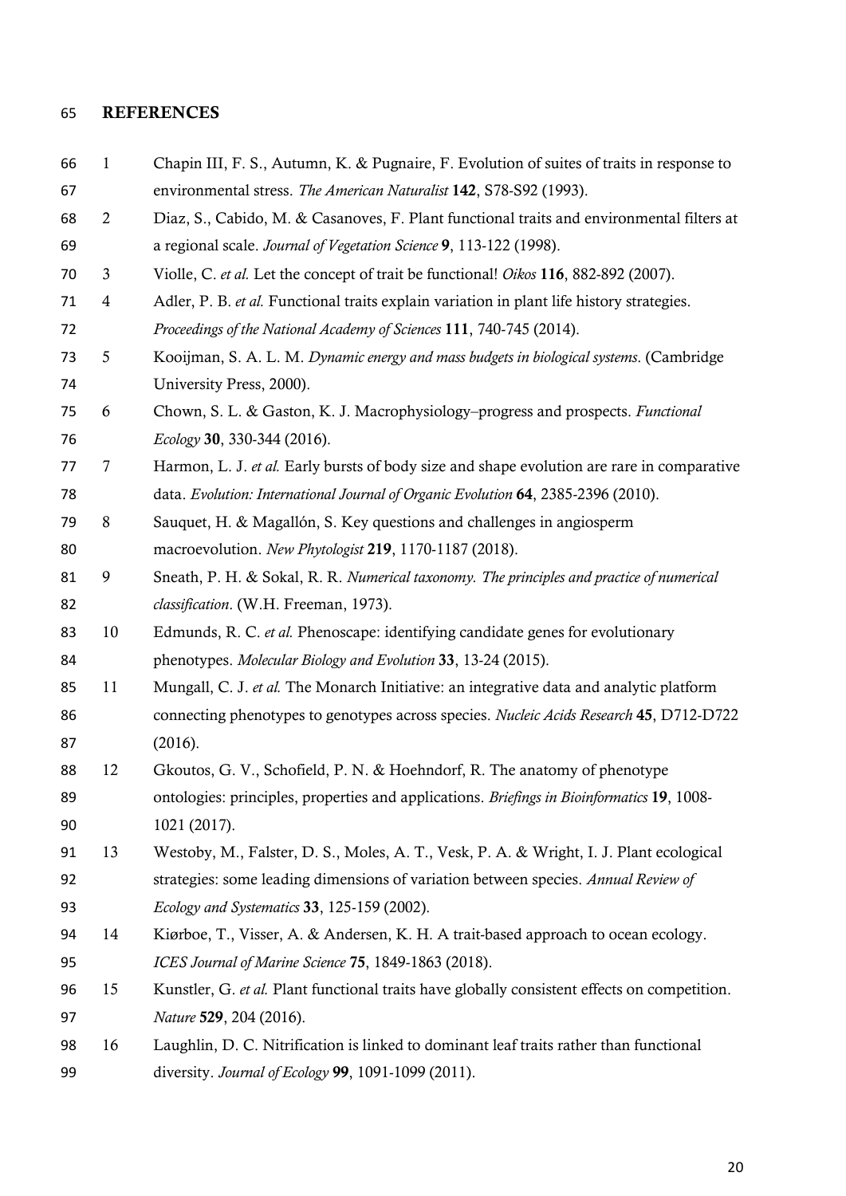## REFERENCES

1. Chapin III, F. S., Autumn, K. & Pugnaire, F. Evolution of suites of traits in response to environmental stress. *The American Naturalist* **142**, S78-S92 (1993).
2. Diaz, S., Cabido, M. & Casanoves, F. Plant functional traits and environmental filters at a regional scale. *Journal of Vegetation Science* **9**, 113-122 (1998).
3. Violle, C. *et al.* Let the concept of trait be functional! *Oikos* **116**, 882-892 (2007).
4. Adler, P. B. *et al.* Functional traits explain variation in plant life history strategies. *Proceedings of the National Academy of Sciences* **111**, 740-745 (2014).
5. Kooijman, S. A. L. M. *Dynamic energy and mass budgets in biological systems*. (Cambridge University Press, 2000).
6. Chown, S. L. & Gaston, K. J. Macrophysiology–progress and prospects. *Functional Ecology* **30**, 330-344 (2016).
7. Harmon, L. J. *et al.* Early bursts of body size and shape evolution are rare in comparative data. *Evolution: International Journal of Organic Evolution* **64**, 2385-2396 (2010).
8. Sauquet, H. & Magallón, S. Key questions and challenges in angiosperm macroevolution. *New Phytologist* **219**, 1170-1187 (2018).
9. Sneath, P. H. & Sokal, R. R. *Numerical taxonomy. The principles and practice of numerical classification*. (W.H. Freeman, 1973).
10. Edmunds, R. C. *et al.* Phenoscape: identifying candidate genes for evolutionary phenotypes. *Molecular Biology and Evolution* **33**, 13-24 (2015).
11. Mungall, C. J. *et al.* The Monarch Initiative: an integrative data and analytic platform connecting phenotypes to genotypes across species. *Nucleic Acids Research* **45**, D712-D722 (2016).
12. Gkoutos, G. V., Schofield, P. N. & Hoehndorf, R. The anatomy of phenotype ontologies: principles, properties and applications. *Briefings in Bioinformatics* **19**, 1008-1021 (2017).
13. Westoby, M., Falster, D. S., Moles, A. T., Vesk, P. A. & Wright, I. J. Plant ecological strategies: some leading dimensions of variation between species. *Annual Review of Ecology and Systematics* **33**, 125-159 (2002).
14. Kiørboe, T., Visser, A. & Andersen, K. H. A trait-based approach to ocean ecology. *ICES Journal of Marine Science* **75**, 1849-1863 (2018).
15. Kunstler, G. *et al.* Plant functional traits have globally consistent effects on competition. *Nature* **529**, 204 (2016).
16. Laughlin, D. C. Nitrification is linked to dominant leaf traits rather than functional diversity. *Journal of Ecology* **99**, 1091-1099 (2011).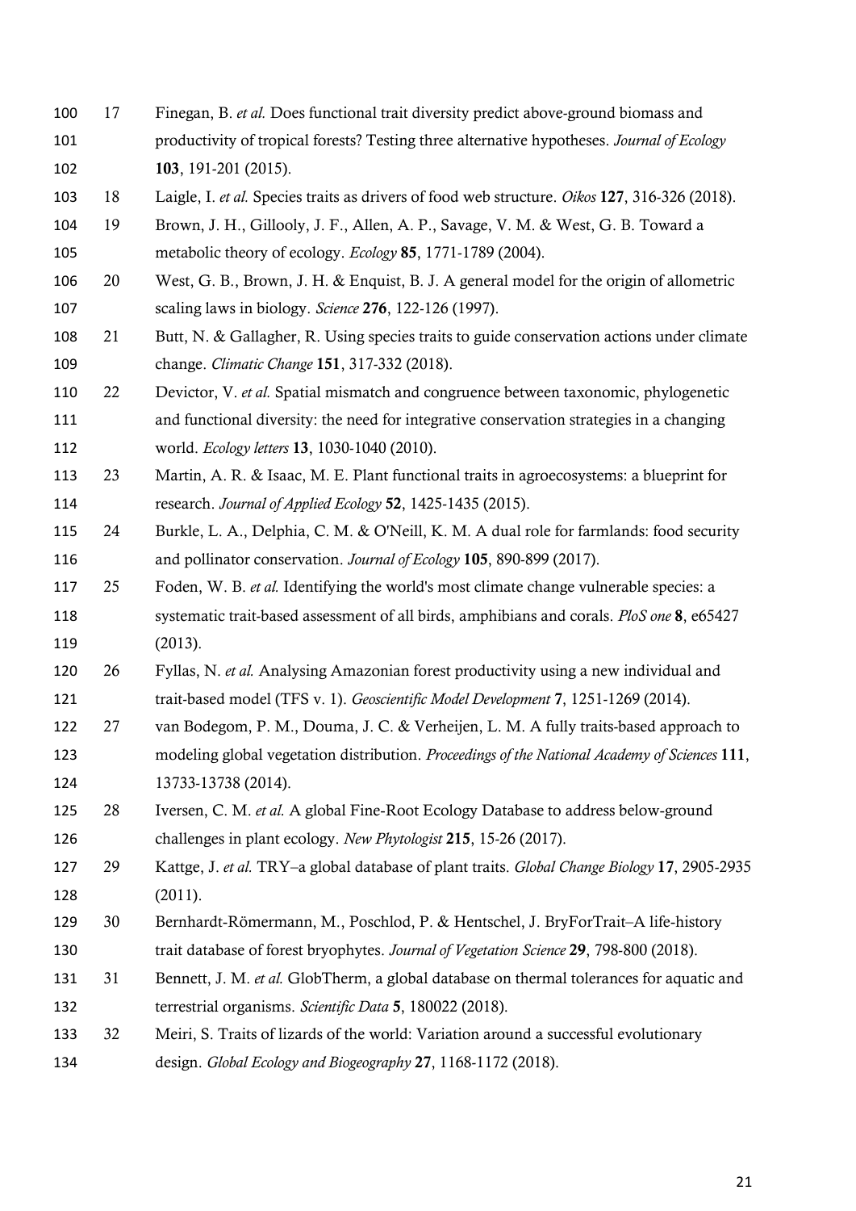17 Finegan, B. *et al.* Does functional trait diversity predict above-ground biomass and productivity of tropical forests? Testing three alternative hypotheses. *Journal of Ecology* **103**, 191-201 (2015).

18 Laigle, I. *et al.* Species traits as drivers of food web structure. *Oikos* **127**, 316-326 (2018).

19 Brown, J. H., Gillooly, J. F., Allen, A. P., Savage, V. M. & West, G. B. Toward a metabolic theory of ecology. *Ecology* **85**, 1771-1789 (2004).

20 West, G. B., Brown, J. H. & Enquist, B. J. A general model for the origin of allometric scaling laws in biology. *Science* **276**, 122-126 (1997).

21 Butt, N. & Gallagher, R. Using species traits to guide conservation actions under climate change. *Climatic Change* **151**, 317-332 (2018).

22 Devictor, V. *et al.* Spatial mismatch and congruence between taxonomic, phylogenetic and functional diversity: the need for integrative conservation strategies in a changing world. *Ecology letters* **13**, 1030-1040 (2010).

23 Martin, A. R. & Isaac, M. E. Plant functional traits in agroecosystems: a blueprint for research. *Journal of Applied Ecology* **52**, 1425-1435 (2015).

24 Burkle, L. A., Delphia, C. M. & O'Neill, K. M. A dual role for farmlands: food security and pollinator conservation. *Journal of Ecology* **105**, 890-899 (2017).

25 Foden, W. B. *et al.* Identifying the world's most climate change vulnerable species: a systematic trait-based assessment of all birds, amphibians and corals. *PloS one* **8**, e65427 (2013).

26 Fyllas, N. *et al.* Analysing Amazonian forest productivity using a new individual and trait-based model (TFS v. 1). *Geoscientific Model Development* **7**, 1251-1269 (2014).

27 van Bodegom, P. M., Douma, J. C. & Verheijen, L. M. A fully traits-based approach to modeling global vegetation distribution. *Proceedings of the National Academy of Sciences* **111**, 13733-13738 (2014).

28 Iversen, C. M. *et al.* A global Fine-Root Ecology Database to address below-ground challenges in plant ecology. *New Phytologist* **215**, 15-26 (2017).

29 Kattge, J. *et al.* TRY–a global database of plant traits. *Global Change Biology* **17**, 2905-2935 (2011).

30 Bernhardt-Römermann, M., Poschlod, P. & Hentschel, J. BryForTrait–A life-history trait database of forest bryophytes. *Journal of Vegetation Science* **29**, 798-800 (2018).

31 Bennett, J. M. *et al.* GlobTherm, a global database on thermal tolerances for aquatic and terrestrial organisms. *Scientific Data* **5**, 180022 (2018).

32 Meiri, S. Traits of lizards of the world: Variation around a successful evolutionary design. *Global Ecology and Biogeography* **27**, 1168-1172 (2018).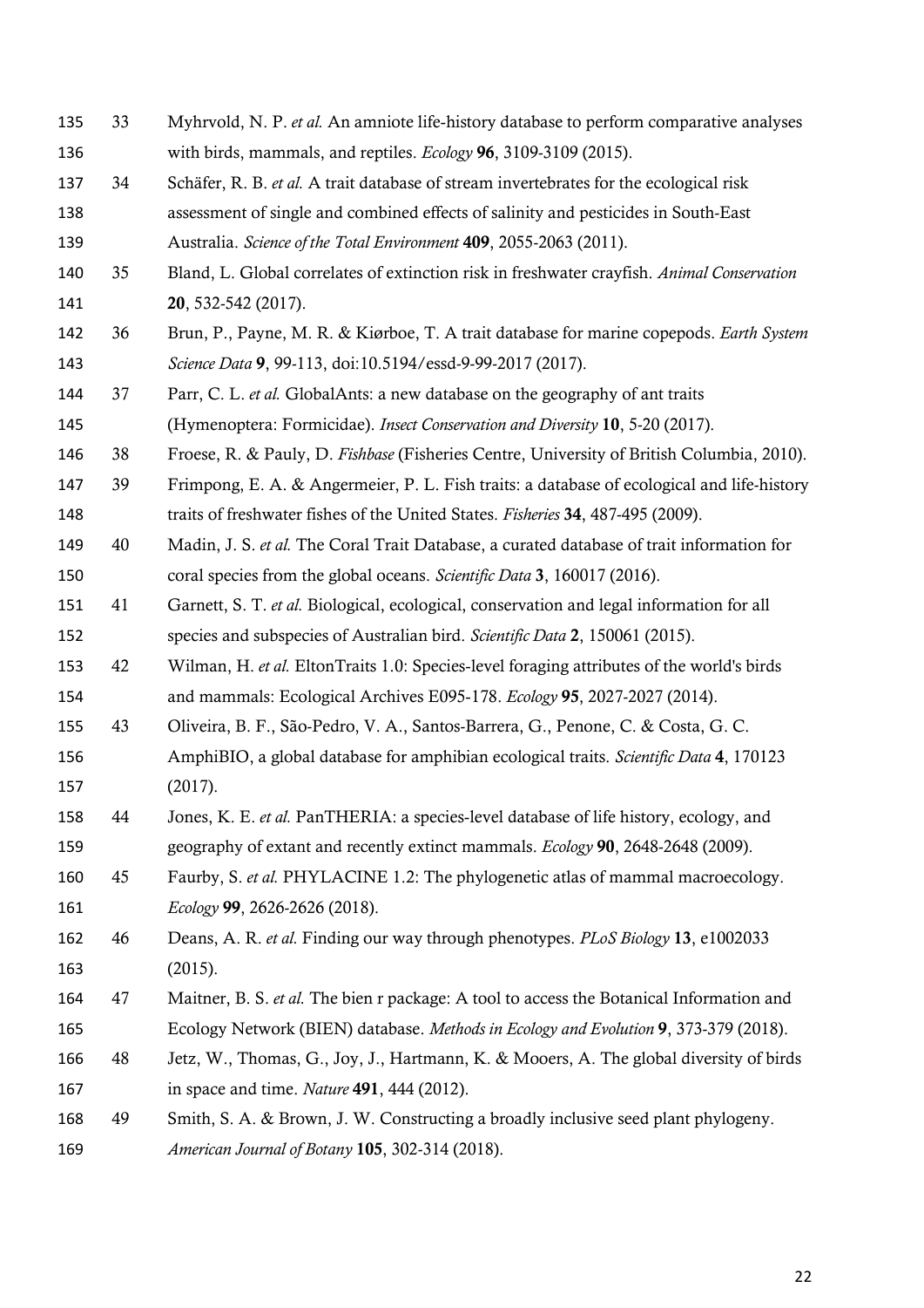33 Myhrvold, N. P. *et al.* An amniote life-history database to perform comparative analyses with birds, mammals, and reptiles. *Ecology* **96**, 3109-3109 (2015).

34 Schäfer, R. B. *et al.* A trait database of stream invertebrates for the ecological risk assessment of single and combined effects of salinity and pesticides in South-East Australia. *Science of the Total Environment* **409**, 2055-2063 (2011).

35 Bland, L. Global correlates of extinction risk in freshwater crayfish. *Animal Conservation* **20**, 532-542 (2017).

36 Brun, P., Payne, M. R. & Kiørboe, T. A trait database for marine copepods. *Earth System Science Data* **9**, 99-113, doi:10.5194/essd-9-99-2017 (2017).

37 Parr, C. L. *et al.* GlobalAnts: a new database on the geography of ant traits (Hymenoptera: Formicidae). *Insect Conservation and Diversity* **10**, 5-20 (2017).

38 Froese, R. & Pauly, D. *Fishbase* (Fisheries Centre, University of British Columbia, 2010).

39 Frimpong, E. A. & Angermeier, P. L. Fish traits: a database of ecological and life-history traits of freshwater fishes of the United States. *Fisheries* **34**, 487-495 (2009).

40 Madin, J. S. *et al.* The Coral Trait Database, a curated database of trait information for coral species from the global oceans. *Scientific Data* **3**, 160017 (2016).

41 Garnett, S. T. *et al.* Biological, ecological, conservation and legal information for all species and subspecies of Australian bird. *Scientific Data* **2**, 150061 (2015).

42 Wilman, H. *et al.* EltonTraits 1.0: Species-level foraging attributes of the world's birds and mammals: Ecological Archives E095-178. *Ecology* **95**, 2027-2027 (2014).

43 Oliveira, B. F., São-Pedro, V. A., Santos-Barrera, G., Penone, C. & Costa, G. C. AmphiBIO, a global database for amphibian ecological traits. *Scientific Data* **4**, 170123 (2017).

44 Jones, K. E. *et al.* PanTHERIA: a species-level database of life history, ecology, and geography of extant and recently extinct mammals. *Ecology* **90**, 2648-2648 (2009).

45 Faurby, S. *et al.* PHYLACINE 1.2: The phylogenetic atlas of mammal macroecology. *Ecology* **99**, 2626-2626 (2018).

46 Deans, A. R. *et al.* Finding our way through phenotypes. *PLoS Biology* **13**, e1002033 (2015).

47 Maitner, B. S. *et al.* The bien r package: A tool to access the Botanical Information and Ecology Network (BIEN) database. *Methods in Ecology and Evolution* **9**, 373-379 (2018).

48 Jetz, W., Thomas, G., Joy, J., Hartmann, K. & Mooers, A. The global diversity of birds in space and time. *Nature* **491**, 444 (2012).

49 Smith, S. A. & Brown, J. W. Constructing a broadly inclusive seed plant phylogeny. *American Journal of Botany* **105**, 302-314 (2018).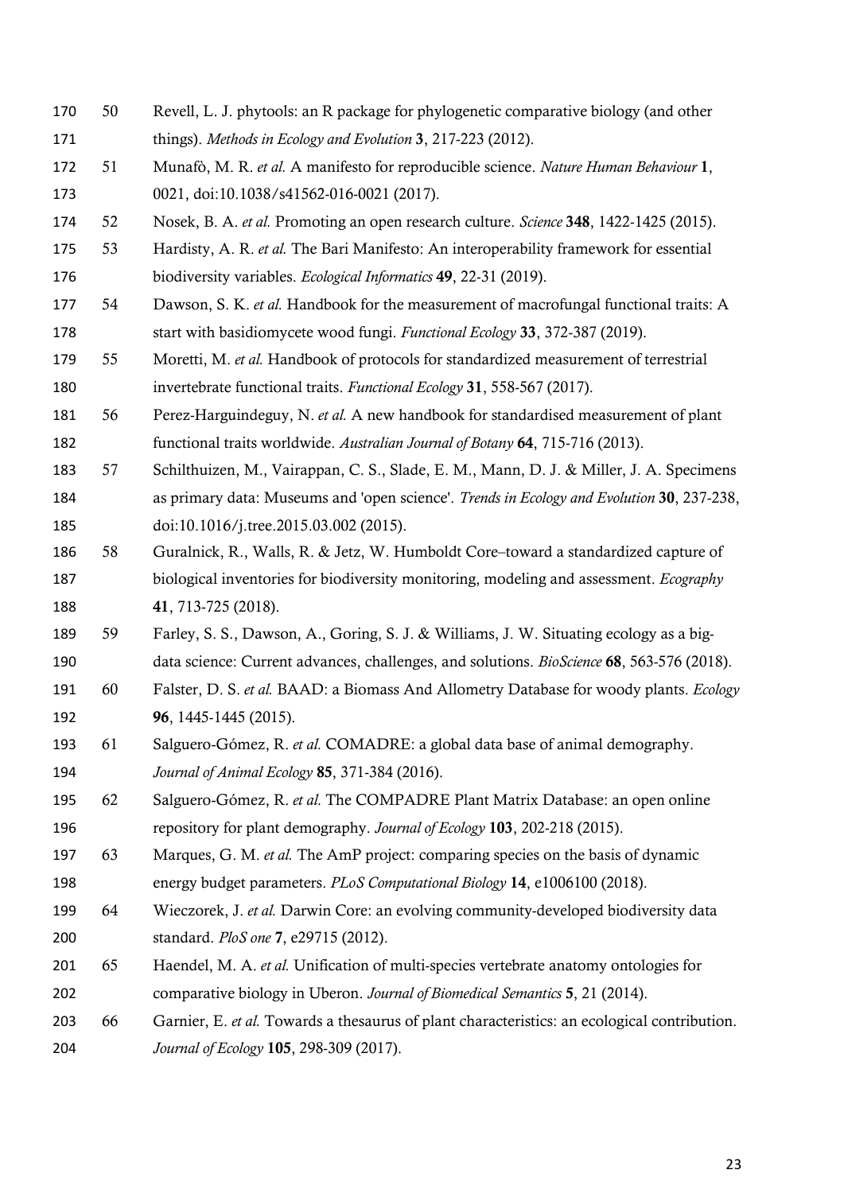50 Revell, L. J. phytools: an R package for phylogenetic comparative biology (and other things). *Methods in Ecology and Evolution* **3**, 217-223 (2012).

51 Munafò, M. R. *et al.* A manifesto for reproducible science. *Nature Human Behaviour* **1**, 0021, doi:10.1038/s41562-016-0021 (2017).

52 Nosek, B. A. *et al.* Promoting an open research culture. *Science* **348**, 1422-1425 (2015).

53 Hardisty, A. R. *et al.* The Bari Manifesto: An interoperability framework for essential biodiversity variables. *Ecological Informatics* **49**, 22-31 (2019).

54 Dawson, S. K. *et al.* Handbook for the measurement of macrofungal functional traits: A start with basidiomycete wood fungi. *Functional Ecology* **33**, 372-387 (2019).

55 Moretti, M. *et al.* Handbook of protocols for standardized measurement of terrestrial invertebrate functional traits. *Functional Ecology* **31**, 558-567 (2017).

56 Perez-Harguindeguy, N. *et al.* A new handbook for standardised measurement of plant functional traits worldwide. *Australian Journal of Botany* **64**, 715-716 (2013).

57 Schilthuizen, M., Vairappan, C. S., Slade, E. M., Mann, D. J. & Miller, J. A. Specimens as primary data: Museums and 'open science'. *Trends in Ecology and Evolution* **30**, 237-238, doi:10.1016/j.tree.2015.03.002 (2015).

58 Guralnick, R., Walls, R. & Jetz, W. Humboldt Core–toward a standardized capture of biological inventories for biodiversity monitoring, modeling and assessment. *Ecography* **41**, 713-725 (2018).

59 Farley, S. S., Dawson, A., Goring, S. J. & Williams, J. W. Situating ecology as a big-data science: Current advances, challenges, and solutions. *BioScience* **68**, 563-576 (2018).

60 Falster, D. S. *et al.* BAAD: a Biomass And Allometry Database for woody plants. *Ecology* **96**, 1445-1445 (2015).

61 Salguero-Gómez, R. *et al.* COMADRE: a global data base of animal demography. *Journal of Animal Ecology* **85**, 371-384 (2016).

62 Salguero-Gómez, R. *et al.* The COMPADRE Plant Matrix Database: an open online repository for plant demography. *Journal of Ecology* **103**, 202-218 (2015).

63 Marques, G. M. *et al.* The AmP project: comparing species on the basis of dynamic energy budget parameters. *PLoS Computational Biology* **14**, e1006100 (2018).

64 Wieczorek, J. *et al.* Darwin Core: an evolving community-developed biodiversity data standard. *PloS one* **7**, e29715 (2012).

65 Haendel, M. A. *et al.* Unification of multi-species vertebrate anatomy ontologies for comparative biology in Uberon. *Journal of Biomedical Semantics* **5**, 21 (2014).

66 Garnier, E. *et al.* Towards a thesaurus of plant characteristics: an ecological contribution. *Journal of Ecology* **105**, 298-309 (2017).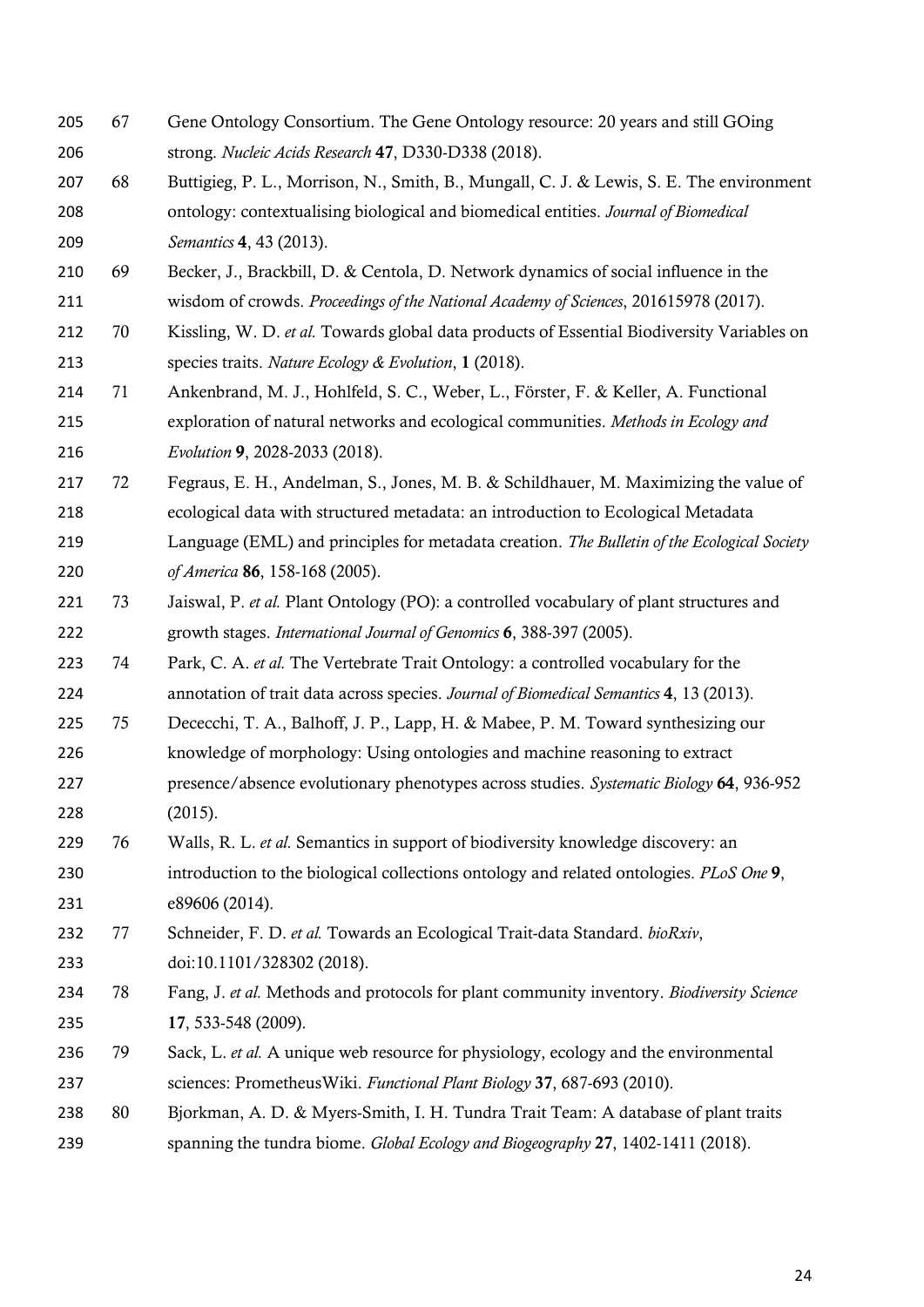67 Gene Ontology Consortium. The Gene Ontology resource: 20 years and still GOing strong. *Nucleic Acids Research* **47**, D330-D338 (2018).

68 Buttigieg, P. L., Morrison, N., Smith, B., Mungall, C. J. & Lewis, S. E. The environment ontology: contextualising biological and biomedical entities. *Journal of Biomedical Semantics* **4**, 43 (2013).

69 Becker, J., Brackbill, D. & Centola, D. Network dynamics of social influence in the wisdom of crowds. *Proceedings of the National Academy of Sciences*, 201615978 (2017).

70 Kissling, W. D. *et al.* Towards global data products of Essential Biodiversity Variables on species traits. *Nature Ecology & Evolution*, **1** (2018).

71 Ankenbrand, M. J., Hohlfeld, S. C., Weber, L., Förster, F. & Keller, A. Functional exploration of natural networks and ecological communities. *Methods in Ecology and Evolution* **9**, 2028-2033 (2018).

72 Fegraus, E. H., Andelman, S., Jones, M. B. & Schildhauer, M. Maximizing the value of ecological data with structured metadata: an introduction to Ecological Metadata Language (EML) and principles for metadata creation. *The Bulletin of the Ecological Society of America* **86**, 158-168 (2005).

73 Jaiswal, P. *et al.* Plant Ontology (PO): a controlled vocabulary of plant structures and growth stages. *International Journal of Genomics* **6**, 388-397 (2005).

74 Park, C. A. *et al.* The Vertebrate Trait Ontology: a controlled vocabulary for the annotation of trait data across species. *Journal of Biomedical Semantics* **4**, 13 (2013).

75 Dececchi, T. A., Balhoff, J. P., Lapp, H. & Mabee, P. M. Toward synthesizing our knowledge of morphology: Using ontologies and machine reasoning to extract presence/absence evolutionary phenotypes across studies. *Systematic Biology* **64**, 936-952 (2015).

76 Walls, R. L. *et al.* Semantics in support of biodiversity knowledge discovery: an introduction to the biological collections ontology and related ontologies. *PLoS One* **9**, e89606 (2014).

77 Schneider, F. D. *et al.* Towards an Ecological Trait-data Standard. *bioRxiv*, doi:10.1101/328302 (2018).

78 Fang, J. *et al.* Methods and protocols for plant community inventory. *Biodiversity Science* **17**, 533-548 (2009).

79 Sack, L. *et al.* A unique web resource for physiology, ecology and the environmental sciences: PrometheusWiki. *Functional Plant Biology* **37**, 687-693 (2010).

80 Bjorkman, A. D. & Myers-Smith, I. H. Tundra Trait Team: A database of plant traits spanning the tundra biome. *Global Ecology and Biogeography* **27**, 1402-1411 (2018).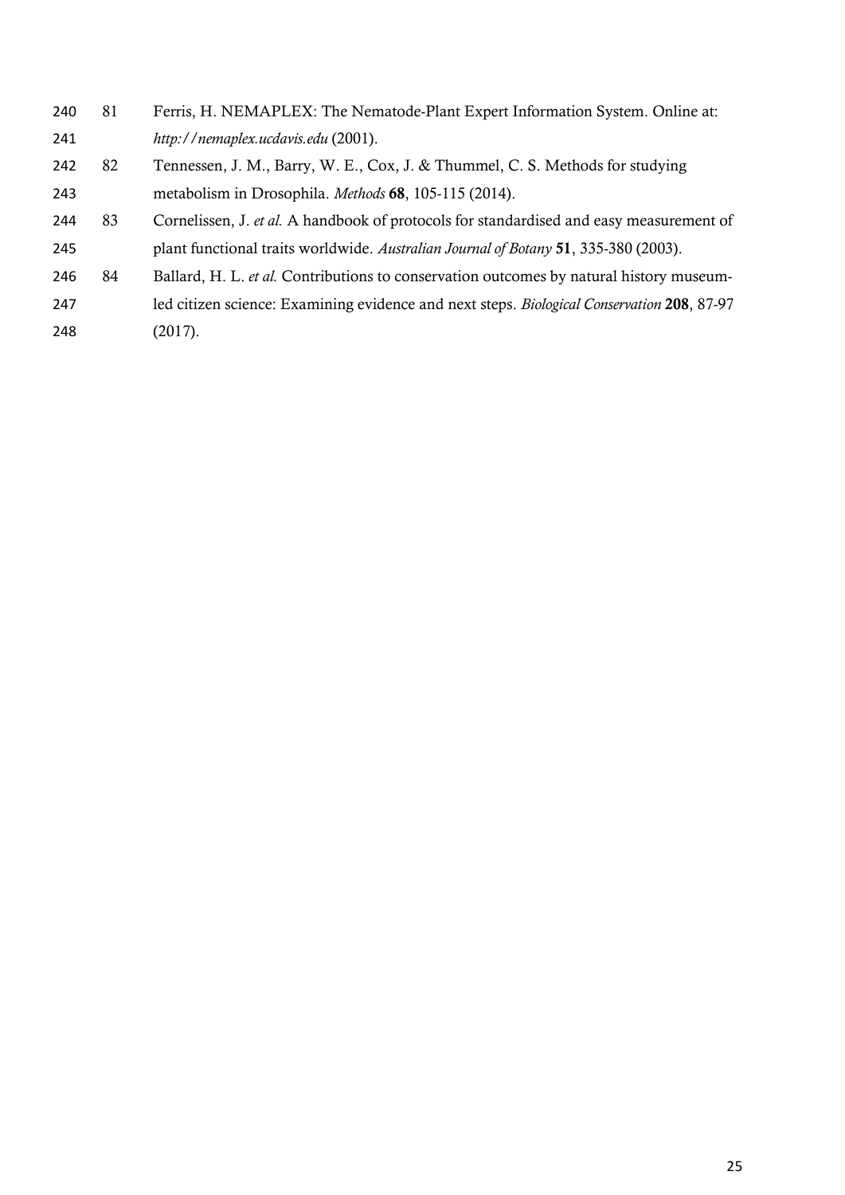81 Ferris, H. NEMAPLEX: The Nematode-Plant Expert Information System. Online at: *http://nemaplex.ucdavis.edu* (2001).

82 Tennessen, J. M., Barry, W. E., Cox, J. & Thummel, C. S. Methods for studying metabolism in Drosophila. *Methods* **68**, 105-115 (2014).

83 Cornelissen, J. *et al.* A handbook of protocols for standardised and easy measurement of plant functional traits worldwide. *Australian Journal of Botany* **51**, 335-380 (2003).

84 Ballard, H. L. *et al.* Contributions to conservation outcomes by natural history museum-led citizen science: Examining evidence and next steps. *Biological Conservation* **208**, 87-97 (2017).